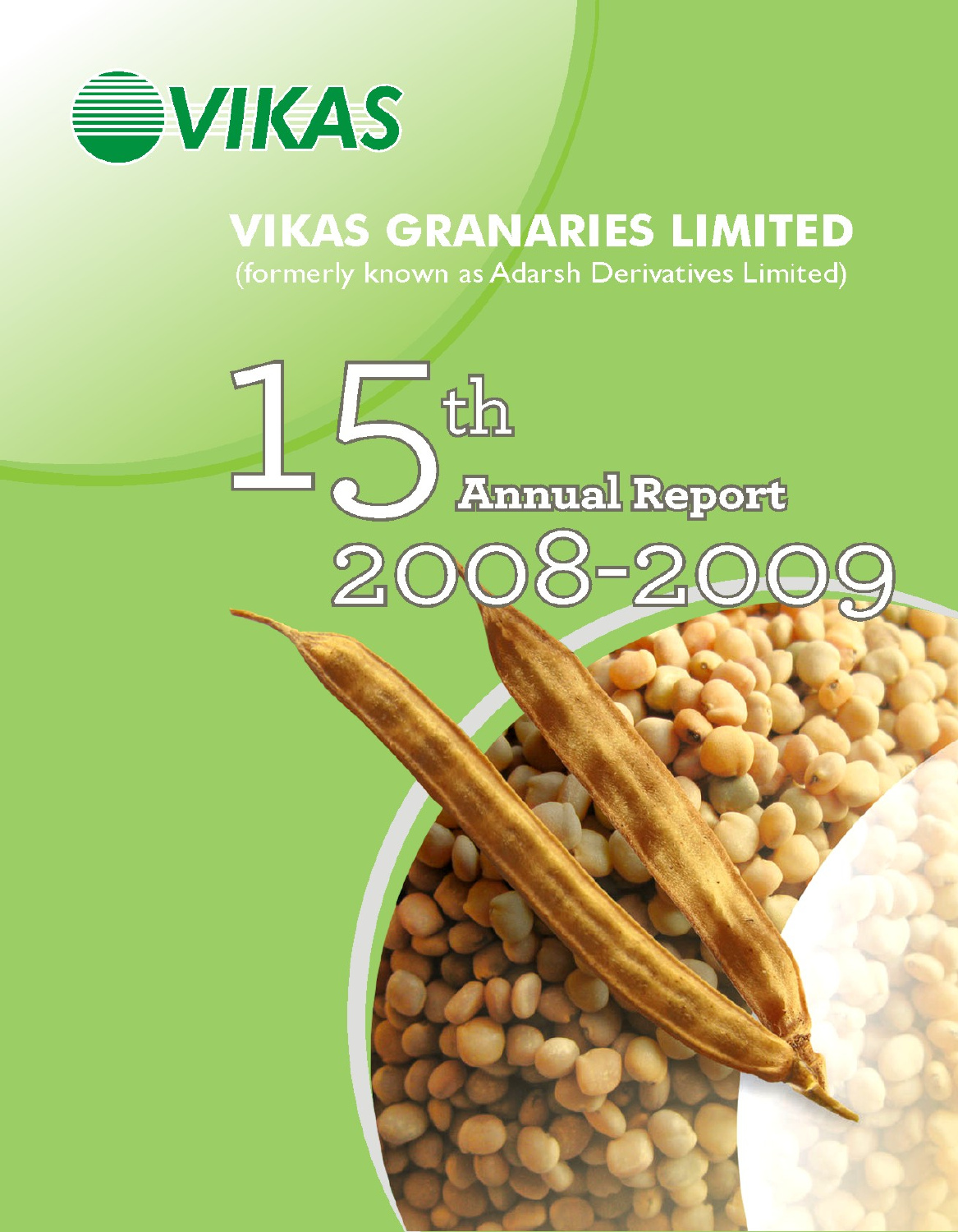VIKAS

# VIKAS GRANARIES LIMITED

(formerly known as Adarsh Derivatives Limited)

# 15th Annual Report 2008-2009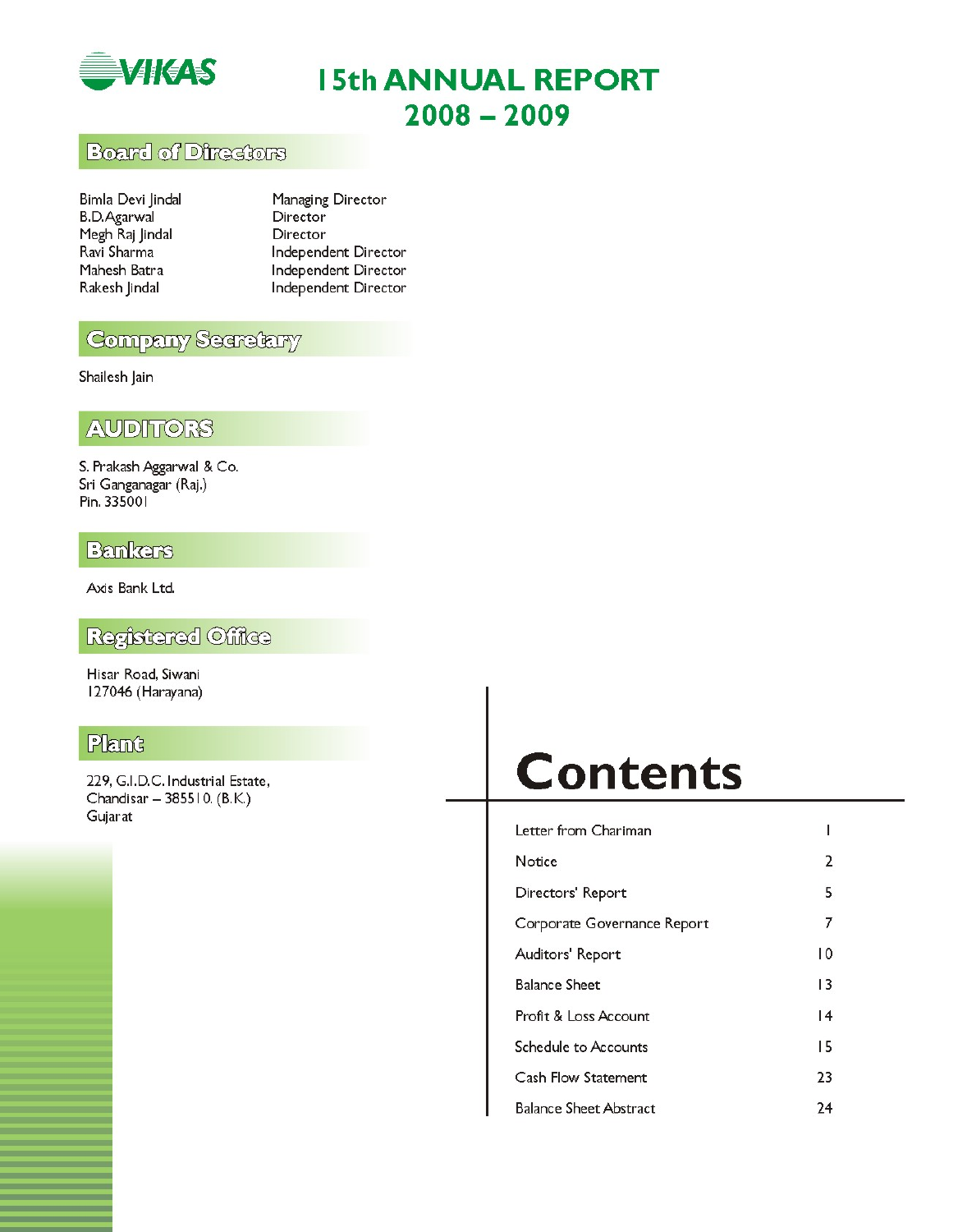VIKAS

# 15th ANNUAL REPORT 2008 – 2009

## Board of Directors

| | |
|---|---|
| Bimla Devi Jindal | Managing Director |
| B.D.Agarwal | Director |
| Megh Raj Jindal | Director |
| Ravi Sharma | Independent Director |
| Mahesh Batra | Independent Director |
| Rakesh Jindal | Independent Director |

## Company Secretary

Shailesh Jain

## AUDITORS

S. Prakash Aggarwal & Co.
Sri Ganganagar (Raj.)
Pin. 335001

## Bankers

Axis Bank Ltd.

## Registered Office

Hisar Road, Siwani
127046 (Harayana)

## Plant

229, G.I.D.C. Industrial Estate,
Chandisar – 385510. (B.K.)
Gujarat

## Contents

| | |
|---|---|
| Letter from Chariman | 1 |
| Notice | 2 |
| Directors' Report | 5 |
| Corporate Governance Report | 7 |
| Auditors' Report | 10 |
| Balance Sheet | 13 |
| Profit & Loss Account | 14 |
| Schedule to Accounts | 15 |
| Cash Flow Statement | 23 |
| Balance Sheet Abstract | 24 |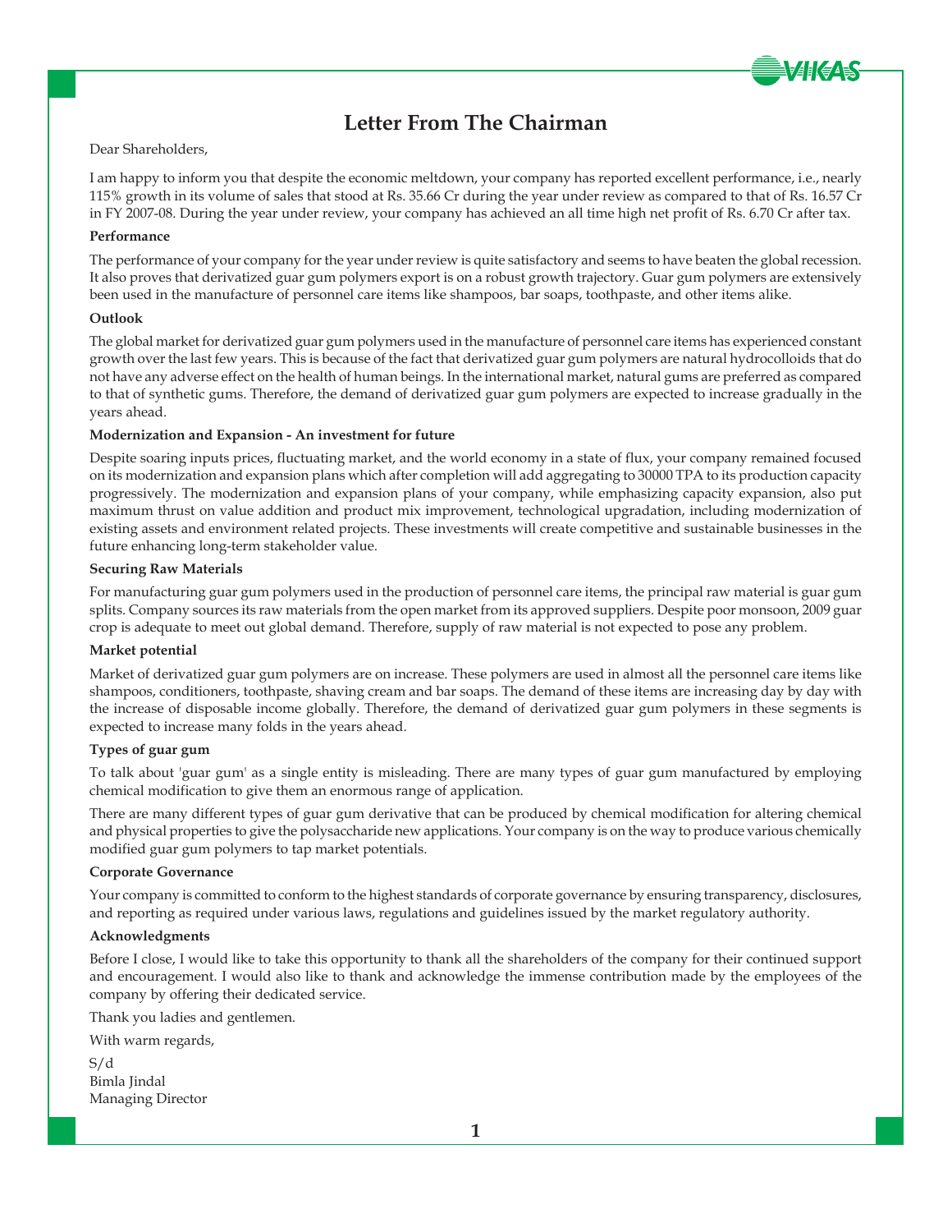# Letter From The Chairman

Dear Shareholders,

I am happy to inform you that despite the economic meltdown, your company has reported excellent performance, i.e., nearly 115% growth in its volume of sales that stood at Rs. 35.66 Cr during the year under review as compared to that of Rs. 16.57 Cr in FY 2007-08. During the year under review, your company has achieved an all time high net profit of Rs. 6.70 Cr after tax.

**Performance**

The performance of your company for the year under review is quite satisfactory and seems to have beaten the global recession. It also proves that derivatized guar gum polymers export is on a robust growth trajectory. Guar gum polymers are extensively been used in the manufacture of personnel care items like shampoos, bar soaps, toothpaste, and other items alike.

**Outlook**

The global market for derivatized guar gum polymers used in the manufacture of personnel care items has experienced constant growth over the last few years. This is because of the fact that derivatized guar gum polymers are natural hydrocolloids that do not have any adverse effect on the health of human beings. In the international market, natural gums are preferred as compared to that of synthetic gums. Therefore, the demand of derivatized guar gum polymers are expected to increase gradually in the years ahead.

**Modernization and Expansion - An investment for future**

Despite soaring inputs prices, fluctuating market, and the world economy in a state of flux, your company remained focused on its modernization and expansion plans which after completion will add aggregating to 30000 TPA to its production capacity progressively. The modernization and expansion plans of your company, while emphasizing capacity expansion, also put maximum thrust on value addition and product mix improvement, technological upgradation, including modernization of existing assets and environment related projects. These investments will create competitive and sustainable businesses in the future enhancing long-term stakeholder value.

**Securing Raw Materials**

For manufacturing guar gum polymers used in the production of personnel care items, the principal raw material is guar gum splits. Company sources its raw materials from the open market from its approved suppliers. Despite poor monsoon, 2009 guar crop is adequate to meet out global demand. Therefore, supply of raw material is not expected to pose any problem.

**Market potential**

Market of derivatized guar gum polymers are on increase. These polymers are used in almost all the personnel care items like shampoos, conditioners, toothpaste, shaving cream and bar soaps. The demand of these items are increasing day by day with the increase of disposable income globally. Therefore, the demand of derivatized guar gum polymers in these segments is expected to increase many folds in the years ahead.

**Types of guar gum**

To talk about 'guar gum' as a single entity is misleading. There are many types of guar gum manufactured by employing chemical modification to give them an enormous range of application.

There are many different types of guar gum derivative that can be produced by chemical modification for altering chemical and physical properties to give the polysaccharide new applications. Your company is on the way to produce various chemically modified guar gum polymers to tap market potentials.

**Corporate Governance**

Your company is committed to conform to the highest standards of corporate governance by ensuring transparency, disclosures, and reporting as required under various laws, regulations and guidelines issued by the market regulatory authority.

**Acknowledgments**

Before I close, I would like to take this opportunity to thank all the shareholders of the company for their continued support and encouragement. I would also like to thank and acknowledge the immense contribution made by the employees of the company by offering their dedicated service.

Thank you ladies and gentlemen.

With warm regards,

S/d
Bimla Jindal
Managing Director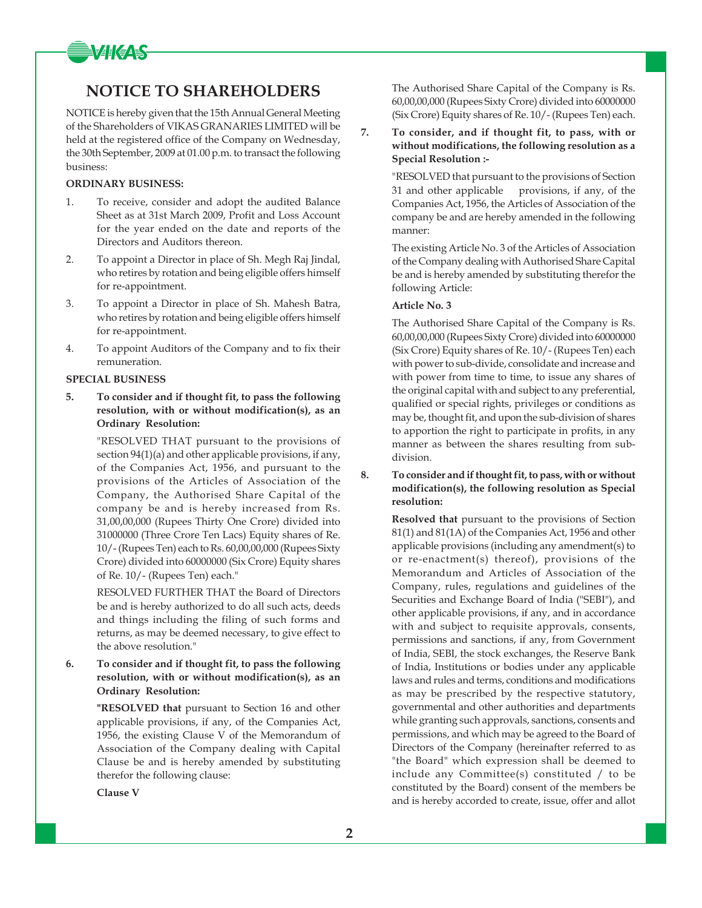# NOTICE TO SHAREHOLDERS

NOTICE is hereby given that the 15th Annual General Meeting of the Shareholders of VIKAS GRANARIES LIMITED will be held at the registered office of the Company on Wednesday, the 30th September, 2009 at 01.00 p.m. to transact the following business:

**ORDINARY BUSINESS:**

1. To receive, consider and adopt the audited Balance Sheet as at 31st March 2009, Profit and Loss Account for the year ended on the date and reports of the Directors and Auditors thereon.
2. To appoint a Director in place of Sh. Megh Raj Jindal, who retires by rotation and being eligible offers himself for re-appointment.
3. To appoint a Director in place of Sh. Mahesh Batra, who retires by rotation and being eligible offers himself for re-appointment.
4. To appoint Auditors of the Company and to fix their remuneration.

**SPECIAL BUSINESS**

**5. To consider and if thought fit, to pass the following resolution, with or without modification(s), as an Ordinary Resolution:**

"RESOLVED THAT pursuant to the provisions of section 94(1)(a) and other applicable provisions, if any, of the Companies Act, 1956, and pursuant to the provisions of the Articles of Association of the Company, the Authorised Share Capital of the company be and is hereby increased from Rs. 31,00,00,000 (Rupees Thirty One Crore) divided into 31000000 (Three Crore Ten Lacs) Equity shares of Re. 10/- (Rupees Ten) each to Rs. 60,00,00,000 (Rupees Sixty Crore) divided into 60000000 (Six Crore) Equity shares of Re. 10/- (Rupees Ten) each."

RESOLVED FURTHER THAT the Board of Directors be and is hereby authorized to do all such acts, deeds and things including the filing of such forms and returns, as may be deemed necessary, to give effect to the above resolution."

**6. To consider and if thought fit, to pass the following resolution, with or without modification(s), as an Ordinary Resolution:**

**"RESOLVED that** pursuant to Section 16 and other applicable provisions, if any, of the Companies Act, 1956, the existing Clause V of the Memorandum of Association of the Company dealing with Capital Clause be and is hereby amended by substituting therefor the following clause:

**Clause V**

The Authorised Share Capital of the Company is Rs. 60,00,00,000 (Rupees Sixty Crore) divided into 60000000 (Six Crore) Equity shares of Re. 10/- (Rupees Ten) each.

**7. To consider, and if thought fit, to pass, with or without modifications, the following resolution as a Special Resolution :-**

"RESOLVED that pursuant to the provisions of Section 31 and other applicable provisions, if any, of the Companies Act, 1956, the Articles of Association of the company be and are hereby amended in the following manner:

The existing Article No. 3 of the Articles of Association of the Company dealing with Authorised Share Capital be and is hereby amended by substituting therefor the following Article:

**Article No. 3**

The Authorised Share Capital of the Company is Rs. 60,00,00,000 (Rupees Sixty Crore) divided into 60000000 (Six Crore) Equity shares of Re. 10/- (Rupees Ten) each with power to sub-divide, consolidate and increase and with power from time to time, to issue any shares of the original capital with and subject to any preferential, qualified or special rights, privileges or conditions as may be, thought fit, and upon the sub-division of shares to apportion the right to participate in profits, in any manner as between the shares resulting from sub-division.

**8. To consider and if thought fit, to pass, with or without modification(s), the following resolution as Special resolution:**

**Resolved that** pursuant to the provisions of Section 81(1) and 81(1A) of the Companies Act, 1956 and other applicable provisions (including any amendment(s) to or re-enactment(s) thereof), provisions of the Memorandum and Articles of Association of the Company, rules, regulations and guidelines of the Securities and Exchange Board of India ("SEBI"), and other applicable provisions, if any, and in accordance with and subject to requisite approvals, consents, permissions and sanctions, if any, from Government of India, SEBI, the stock exchanges, the Reserve Bank of India, Institutions or bodies under any applicable laws and rules and terms, conditions and modifications as may be prescribed by the respective statutory, governmental and other authorities and departments while granting such approvals, sanctions, consents and permissions, and which may be agreed to the Board of Directors of the Company (hereinafter referred to as "the Board" which expression shall be deemed to include any Committee(s) constituted / to be constituted by the Board) consent of the members be and is hereby accorded to create, issue, offer and allot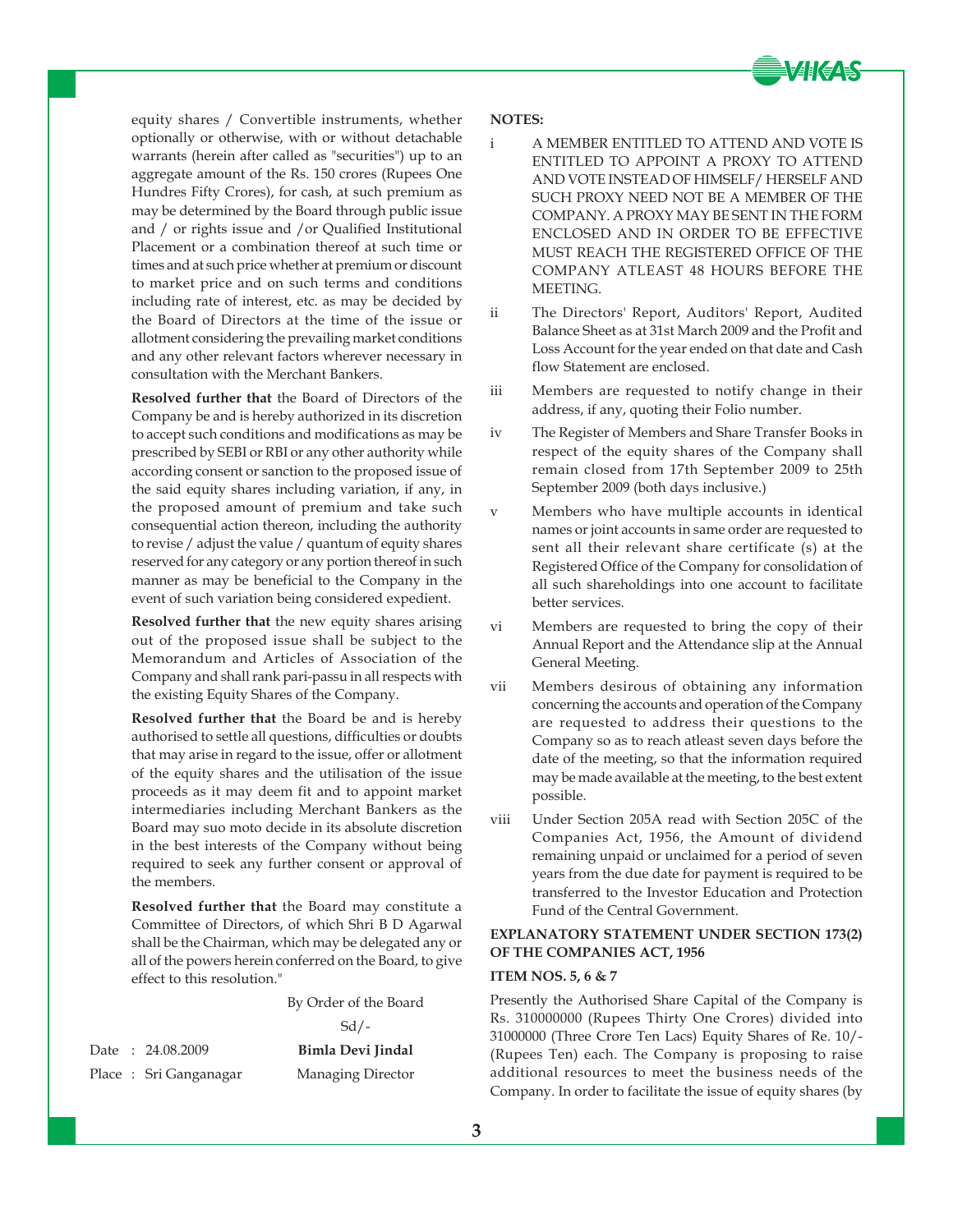equity shares / Convertible instruments, whether optionally or otherwise, with or without detachable warrants (herein after called as "securities") up to an aggregate amount of the Rs. 150 crores (Rupees One Hundres Fifty Crores), for cash, at such premium as may be determined by the Board through public issue and / or rights issue and /or Qualified Institutional Placement or a combination thereof at such time or times and at such price whether at premium or discount to market price and on such terms and conditions including rate of interest, etc. as may be decided by the Board of Directors at the time of the issue or allotment considering the prevailing market conditions and any other relevant factors wherever necessary in consultation with the Merchant Bankers.

**Resolved further that** the Board of Directors of the Company be and is hereby authorized in its discretion to accept such conditions and modifications as may be prescribed by SEBI or RBI or any other authority while according consent or sanction to the proposed issue of the said equity shares including variation, if any, in the proposed amount of premium and take such consequential action thereon, including the authority to revise / adjust the value / quantum of equity shares reserved for any category or any portion thereof in such manner as may be beneficial to the Company in the event of such variation being considered expedient.

**Resolved further that** the new equity shares arising out of the proposed issue shall be subject to the Memorandum and Articles of Association of the Company and shall rank pari-passu in all respects with the existing Equity Shares of the Company.

**Resolved further that** the Board be and is hereby authorised to settle all questions, difficulties or doubts that may arise in regard to the issue, offer or allotment of the equity shares and the utilisation of the issue proceeds as it may deem fit and to appoint market intermediaries including Merchant Bankers as the Board may suo moto decide in its absolute discretion in the best interests of the Company without being required to seek any further consent or approval of the members.

**Resolved further that** the Board may constitute a Committee of Directors, of which Shri B D Agarwal shall be the Chairman, which may be delegated any or all of the powers herein conferred on the Board, to give effect to this resolution."

By Order of the Board

Sd/-

Date : 24.08.2009 **Bimla Devi Jindal**

Place : Sri Ganganagar Managing Director

**NOTES:**

i A MEMBER ENTITLED TO ATTEND AND VOTE IS ENTITLED TO APPOINT A PROXY TO ATTEND AND VOTE INSTEAD OF HIMSELF/ HERSELF AND SUCH PROXY NEED NOT BE A MEMBER OF THE COMPANY. A PROXY MAY BE SENT IN THE FORM ENCLOSED AND IN ORDER TO BE EFFECTIVE MUST REACH THE REGISTERED OFFICE OF THE COMPANY ATLEAST 48 HOURS BEFORE THE MEETING.

ii The Directors' Report, Auditors' Report, Audited Balance Sheet as at 31st March 2009 and the Profit and Loss Account for the year ended on that date and Cash flow Statement are enclosed.

iii Members are requested to notify change in their address, if any, quoting their Folio number.

iv The Register of Members and Share Transfer Books in respect of the equity shares of the Company shall remain closed from 17th September 2009 to 25th September 2009 (both days inclusive.)

v Members who have multiple accounts in identical names or joint accounts in same order are requested to sent all their relevant share certificate (s) at the Registered Office of the Company for consolidation of all such shareholdings into one account to facilitate better services.

vi Members are requested to bring the copy of their Annual Report and the Attendance slip at the Annual General Meeting.

vii Members desirous of obtaining any information concerning the accounts and operation of the Company are requested to address their questions to the Company so as to reach atleast seven days before the date of the meeting, so that the information required may be made available at the meeting, to the best extent possible.

viii Under Section 205A read with Section 205C of the Companies Act, 1956, the Amount of dividend remaining unpaid or unclaimed for a period of seven years from the due date for payment is required to be transferred to the Investor Education and Protection Fund of the Central Government.

**EXPLANATORY STATEMENT UNDER SECTION 173(2) OF THE COMPANIES ACT, 1956**

**ITEM NOS. 5, 6 & 7**

Presently the Authorised Share Capital of the Company is Rs. 310000000 (Rupees Thirty One Crores) divided into 31000000 (Three Crore Ten Lacs) Equity Shares of Re. 10/- (Rupees Ten) each. The Company is proposing to raise additional resources to meet the business needs of the Company. In order to facilitate the issue of equity shares (by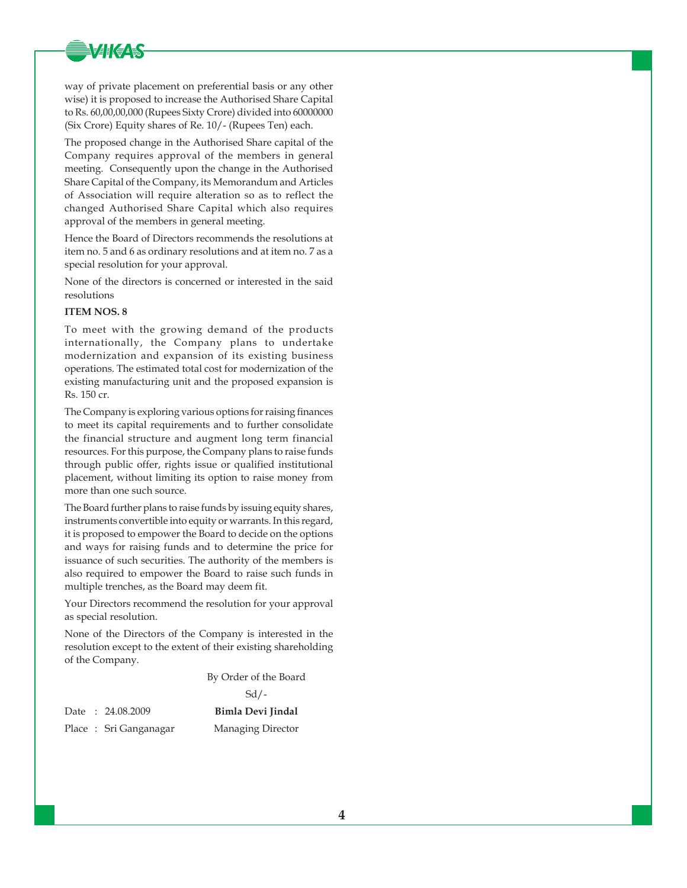way of private placement on preferential basis or any other wise) it is proposed to increase the Authorised Share Capital to Rs. 60,00,00,000 (Rupees Sixty Crore) divided into 60000000 (Six Crore) Equity shares of Re. 10/- (Rupees Ten) each.

The proposed change in the Authorised Share capital of the Company requires approval of the members in general meeting. Consequently upon the change in the Authorised Share Capital of the Company, its Memorandum and Articles of Association will require alteration so as to reflect the changed Authorised Share Capital which also requires approval of the members in general meeting.

Hence the Board of Directors recommends the resolutions at item no. 5 and 6 as ordinary resolutions and at item no. 7 as a special resolution for your approval.

None of the directors is concerned or interested in the said resolutions

**ITEM NOS. 8**

To meet with the growing demand of the products internationally, the Company plans to undertake modernization and expansion of its existing business operations. The estimated total cost for modernization of the existing manufacturing unit and the proposed expansion is Rs. 150 cr.

The Company is exploring various options for raising finances to meet its capital requirements and to further consolidate the financial structure and augment long term financial resources. For this purpose, the Company plans to raise funds through public offer, rights issue or qualified institutional placement, without limiting its option to raise money from more than one such source.

The Board further plans to raise funds by issuing equity shares, instruments convertible into equity or warrants. In this regard, it is proposed to empower the Board to decide on the options and ways for raising funds and to determine the price for issuance of such securities. The authority of the members is also required to empower the Board to raise such funds in multiple trenches, as the Board may deem fit.

Your Directors recommend the resolution for your approval as special resolution.

None of the Directors of the Company is interested in the resolution except to the extent of their existing shareholding of the Company.

By Order of the Board

Sd/-

Date : 24.08.2009 **Bimla Devi Jindal**

Place : Sri Ganganagar Managing Director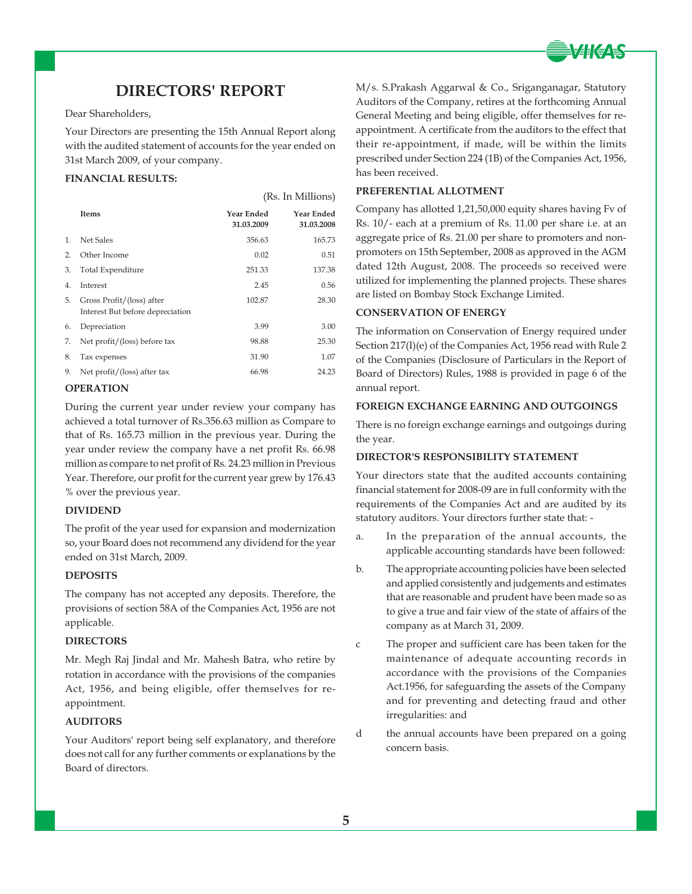# DIRECTORS' REPORT

Dear Shareholders,

Your Directors are presenting the 15th Annual Report along with the audited statement of accounts for the year ended on 31st March 2009, of your company.

**FINANCIAL RESULTS:**

(Rs. In Millions)

| | Items | Year Ended 31.03.2009 | Year Ended 31.03.2008 |
|---|---|---|---|
| 1. | Net Sales | 356.63 | 165.73 |
| 2. | Other Income | 0.02 | 0.51 |
| 3. | Total Expenditure | 251.33 | 137.38 |
| 4. | Interest | 2.45 | 0.56 |
| 5. | Gross Profit/(loss) after Interest But before depreciation | 102.87 | 28.30 |
| 6. | Depreciation | 3.99 | 3.00 |
| 7. | Net profit/(loss) before tax | 98.88 | 25.30 |
| 8. | Tax expenses | 31.90 | 1.07 |
| 9. | Net profit/(loss) after tax | 66.98 | 24.23 |

**OPERATION**

During the current year under review your company has achieved a total turnover of Rs.356.63 million as Compare to that of Rs. 165.73 million in the previous year. During the year under review the company have a net profit Rs. 66.98 million as compare to net profit of Rs. 24.23 million in Previous Year. Therefore, our profit for the current year grew by 176.43 % over the previous year.

**DIVIDEND**

The profit of the year used for expansion and modernization so, your Board does not recommend any dividend for the year ended on 31st March, 2009.

**DEPOSITS**

The company has not accepted any deposits. Therefore, the provisions of section 58A of the Companies Act, 1956 are not applicable.

**DIRECTORS**

Mr. Megh Raj Jindal and Mr. Mahesh Batra, who retire by rotation in accordance with the provisions of the companies Act, 1956, and being eligible, offer themselves for re-appointment.

**AUDITORS**

Your Auditors' report being self explanatory, and therefore does not call for any further comments or explanations by the Board of directors.

M/s. S.Prakash Aggarwal & Co., Sriganganagar, Statutory Auditors of the Company, retires at the forthcoming Annual General Meeting and being eligible, offer themselves for re-appointment. A certificate from the auditors to the effect that their re-appointment, if made, will be within the limits prescribed under Section 224 (1B) of the Companies Act, 1956, has been received.

**PREFERENTIAL ALLOTMENT**

Company has allotted 1,21,50,000 equity shares having Fv of Rs. 10/- each at a premium of Rs. 11.00 per share i.e. at an aggregate price of Rs. 21.00 per share to promoters and non-promoters on 15th September, 2008 as approved in the AGM dated 12th August, 2008. The proceeds so received were utilized for implementing the planned projects. These shares are listed on Bombay Stock Exchange Limited.

**CONSERVATION OF ENERGY**

The information on Conservation of Energy required under Section 217(I)(e) of the Companies Act, 1956 read with Rule 2 of the Companies (Disclosure of Particulars in the Report of Board of Directors) Rules, 1988 is provided in page 6 of the annual report.

**FOREIGN EXCHANGE EARNING AND OUTGOINGS**

There is no foreign exchange earnings and outgoings during the year.

**DIRECTOR'S RESPONSIBILITY STATEMENT**

Your directors state that the audited accounts containing financial statement for 2008-09 are in full conformity with the requirements of the Companies Act and are audited by its statutory auditors. Your directors further state that: -

a. In the preparation of the annual accounts, the applicable accounting standards have been followed:

b. The appropriate accounting policies have been selected and applied consistently and judgements and estimates that are reasonable and prudent have been made so as to give a true and fair view of the state of affairs of the company as at March 31, 2009.

c The proper and sufficient care has been taken for the maintenance of adequate accounting records in accordance with the provisions of the Companies Act.1956, for safeguarding the assets of the Company and for preventing and detecting fraud and other irregularities: and

d the annual accounts have been prepared on a going concern basis.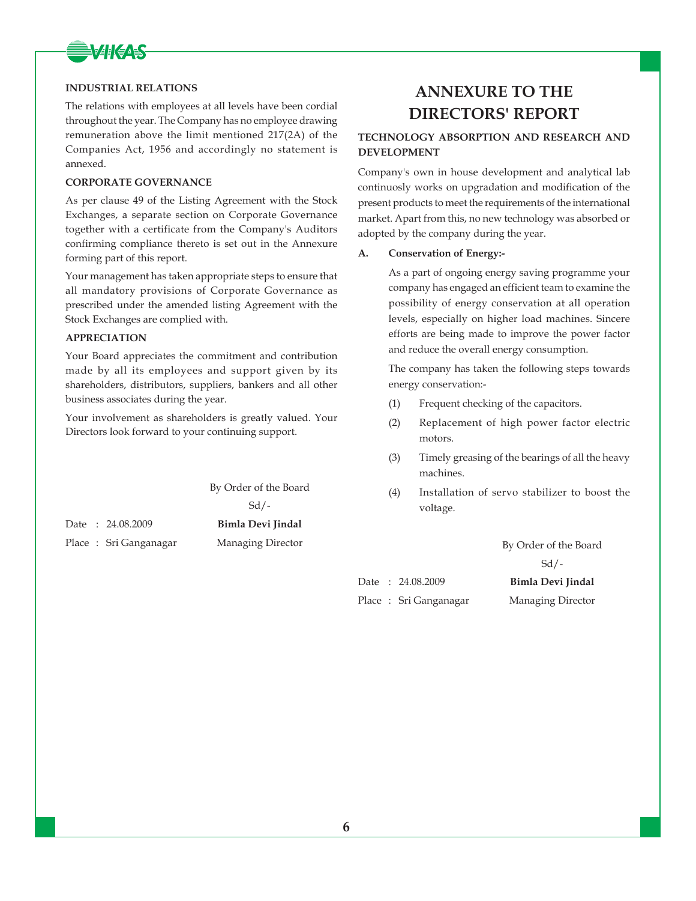### INDUSTRIAL RELATIONS

The relations with employees at all levels have been cordial throughout the year. The Company has no employee drawing remuneration above the limit mentioned 217(2A) of the Companies Act, 1956 and accordingly no statement is annexed.

### CORPORATE GOVERNANCE

As per clause 49 of the Listing Agreement with the Stock Exchanges, a separate section on Corporate Governance together with a certificate from the Company's Auditors confirming compliance thereto is set out in the Annexure forming part of this report.

Your management has taken appropriate steps to ensure that all mandatory provisions of Corporate Governance as prescribed under the amended listing Agreement with the Stock Exchanges are complied with.

### APPRECIATION

Your Board appreciates the commitment and contribution made by all its employees and support given by its shareholders, distributors, suppliers, bankers and all other business associates during the year.

Your involvement as shareholders is greatly valued. Your Directors look forward to your continuing support.

By Order of the Board

Sd/-

Date : 24.08.2009 **Bimla Devi Jindal**

Place : Sri Ganganagar Managing Director

# ANNEXURE TO THE DIRECTORS' REPORT

### TECHNOLOGY ABSORPTION AND RESEARCH AND DEVELOPMENT

Company's own in house development and analytical lab continuosly works on upgradation and modification of the present products to meet the requirements of the international market. Apart from this, no new technology was absorbed or adopted by the company during the year.

**A. Conservation of Energy:-**

As a part of ongoing energy saving programme your company has engaged an efficient team to examine the possibility of energy conservation at all operation levels, especially on higher load machines. Sincere efforts are being made to improve the power factor and reduce the overall energy consumption.

The company has taken the following steps towards energy conservation:-

(1) Frequent checking of the capacitors.

(2) Replacement of high power factor electric motors.

(3) Timely greasing of the bearings of all the heavy machines.

(4) Installation of servo stabilizer to boost the voltage.

By Order of the Board

Sd/-

Date : 24.08.2009 **Bimla Devi Jindal**

Place : Sri Ganganagar Managing Director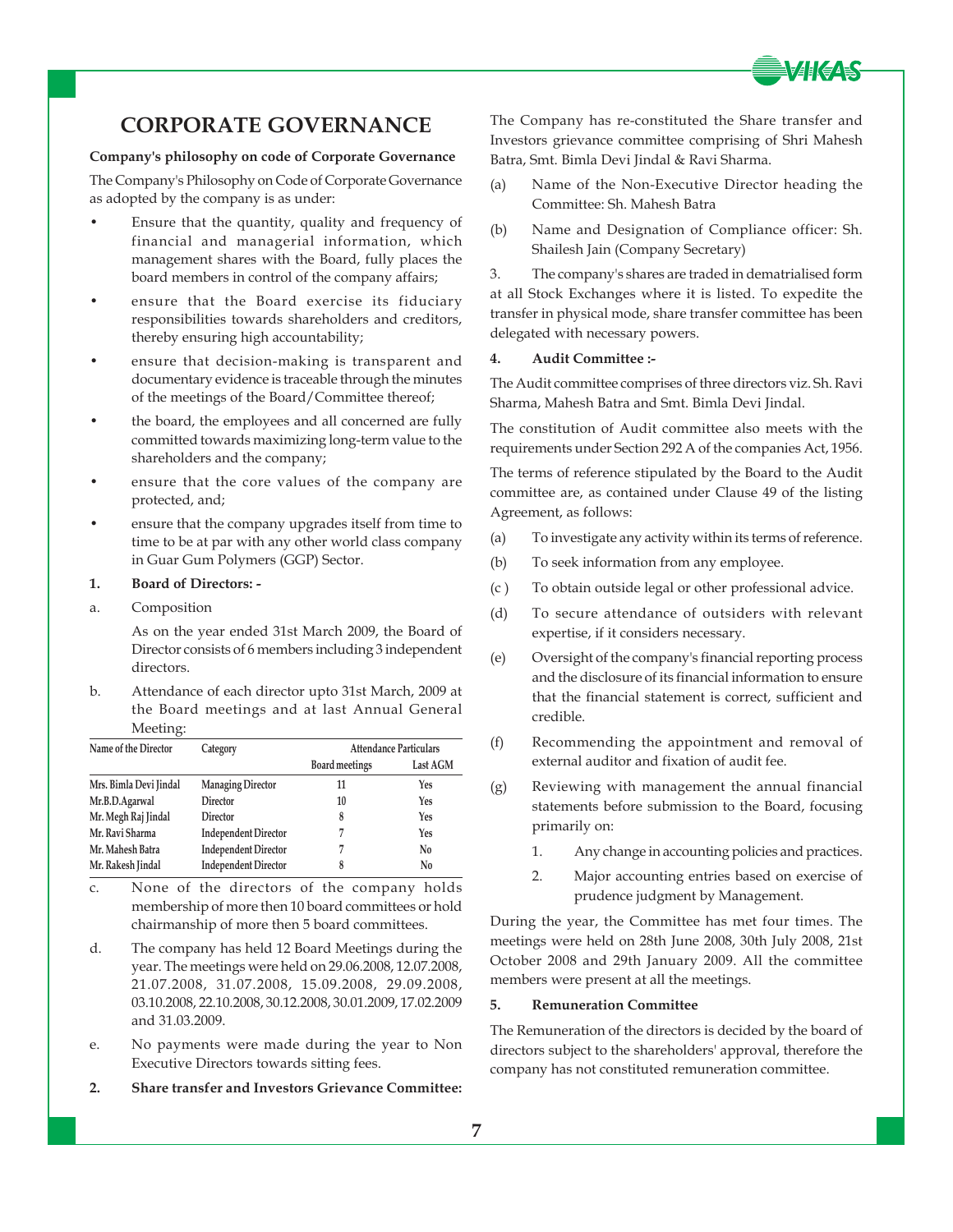# CORPORATE GOVERNANCE

**Company's philosophy on code of Corporate Governance**

The Company's Philosophy on Code of Corporate Governance as adopted by the company is as under:

- Ensure that the quantity, quality and frequency of financial and managerial information, which management shares with the Board, fully places the board members in control of the company affairs;
- ensure that the Board exercise its fiduciary responsibilities towards shareholders and creditors, thereby ensuring high accountability;
- ensure that decision-making is transparent and documentary evidence is traceable through the minutes of the meetings of the Board/Committee thereof;
- the board, the employees and all concerned are fully committed towards maximizing long-term value to the shareholders and the company;
- ensure that the core values of the company are protected, and;
- ensure that the company upgrades itself from time to time to be at par with any other world class company in Guar Gum Polymers (GGP) Sector.

**1. Board of Directors: -**

a. Composition

As on the year ended 31st March 2009, the Board of Director consists of 6 members including 3 independent directors.

b. Attendance of each director upto 31st March, 2009 at the Board meetings and at last Annual General Meeting:

| Name of the Director | Category | Attendance Particulars | |
|---|---|---|---|
| | | Board meetings | Last AGM |
| Mrs. Bimla Devi Jindal | Managing Director | 11 | Yes |
| Mr.B.D.Agarwal | Director | 10 | Yes |
| Mr. Megh Raj Jindal | Director | 8 | Yes |
| Mr. Ravi Sharma | Independent Director | 7 | Yes |
| Mr. Mahesh Batra | Independent Director | 7 | No |
| Mr. Rakesh Jindal | Independent Director | 8 | No |

c. None of the directors of the company holds membership of more then 10 board committees or hold chairmanship of more then 5 board committees.

d. The company has held 12 Board Meetings during the year. The meetings were held on 29.06.2008, 12.07.2008, 21.07.2008, 31.07.2008, 15.09.2008, 29.09.2008, 03.10.2008, 22.10.2008, 30.12.2008, 30.01.2009, 17.02.2009 and 31.03.2009.

e. No payments were made during the year to Non Executive Directors towards sitting fees.

**2. Share transfer and Investors Grievance Committee:**

The Company has re-constituted the Share transfer and Investors grievance committee comprising of Shri Mahesh Batra, Smt. Bimla Devi Jindal & Ravi Sharma.

(a) Name of the Non-Executive Director heading the Committee: Sh. Mahesh Batra

(b) Name and Designation of Compliance officer: Sh. Shailesh Jain (Company Secretary)

3. The company's shares are traded in dematrialised form at all Stock Exchanges where it is listed. To expedite the transfer in physical mode, share transfer committee has been delegated with necessary powers.

**4. Audit Committee :-**

The Audit committee comprises of three directors viz. Sh. Ravi Sharma, Mahesh Batra and Smt. Bimla Devi Jindal.

The constitution of Audit committee also meets with the requirements under Section 292 A of the companies Act, 1956.

The terms of reference stipulated by the Board to the Audit committee are, as contained under Clause 49 of the listing Agreement, as follows:

(a) To investigate any activity within its terms of reference.

(b) To seek information from any employee.

(c ) To obtain outside legal or other professional advice.

(d) To secure attendance of outsiders with relevant expertise, if it considers necessary.

(e) Oversight of the company's financial reporting process and the disclosure of its financial information to ensure that the financial statement is correct, sufficient and credible.

(f) Recommending the appointment and removal of external auditor and fixation of audit fee.

(g) Reviewing with management the annual financial statements before submission to the Board, focusing primarily on:

1. Any change in accounting policies and practices.
2. Major accounting entries based on exercise of prudence judgment by Management.

During the year, the Committee has met four times. The meetings were held on 28th June 2008, 30th July 2008, 21st October 2008 and 29th January 2009. All the committee members were present at all the meetings.

**5. Remuneration Committee**

The Remuneration of the directors is decided by the board of directors subject to the shareholders' approval, therefore the company has not constituted remuneration committee.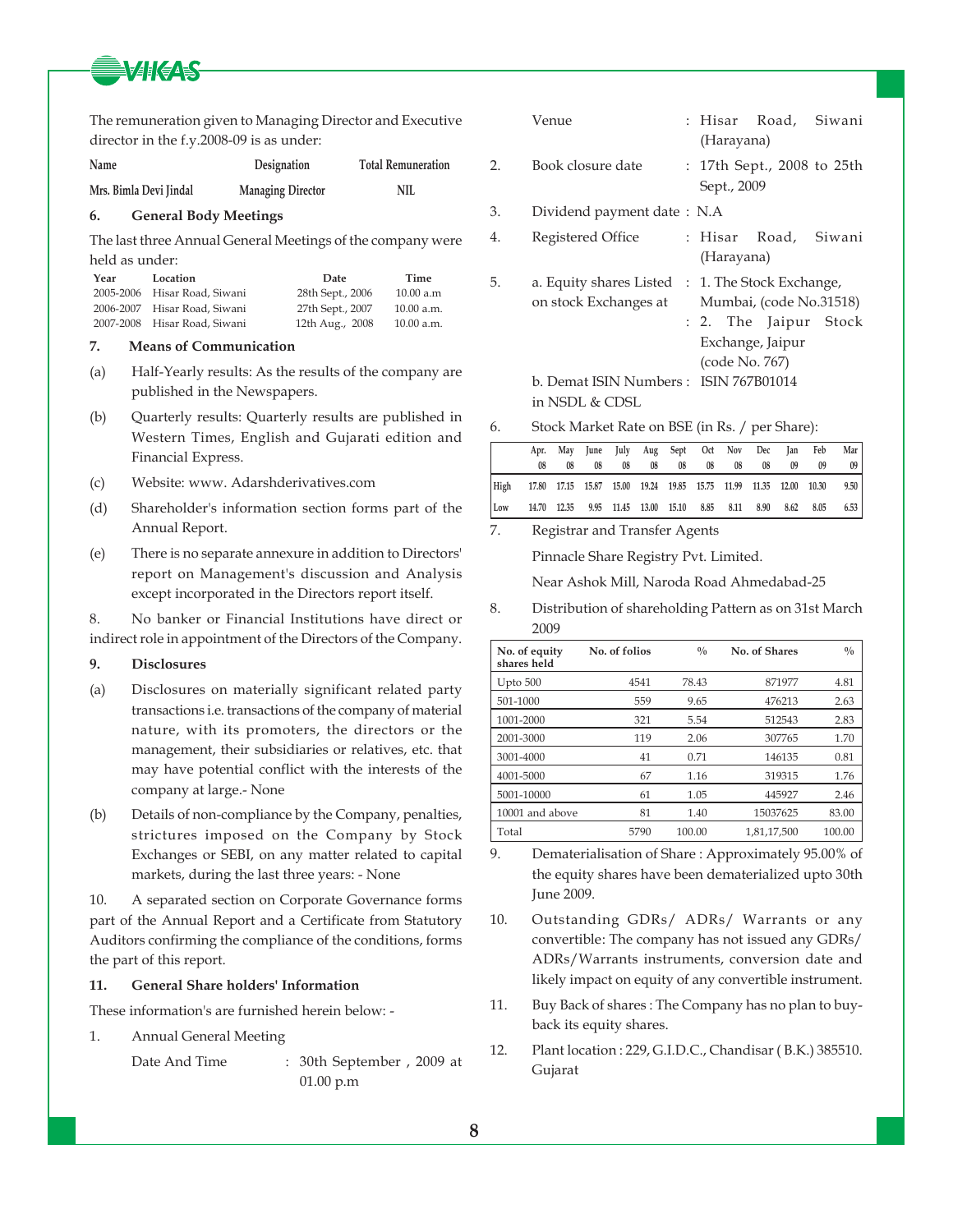The remuneration given to Managing Director and Executive director in the f.y.2008-09 is as under:

| Name | Designation | Total Remuneration |
|---|---|---|
| Mrs. Bimla Devi Jindal | Managing Director | NIL |

**6. General Body Meetings**

The last three Annual General Meetings of the company were held as under:

| Year | Location | Date | Time |
|---|---|---|---|
| 2005-2006 | Hisar Road, Siwani | 28th Sept., 2006 | 10.00 a.m |
| 2006-2007 | Hisar Road, Siwani | 27th Sept., 2007 | 10.00 a.m. |
| 2007-2008 | Hisar Road, Siwani | 12th Aug., 2008 | 10.00 a.m. |

**7. Means of Communication**

(a) Half-Yearly results: As the results of the company are published in the Newspapers.

(b) Quarterly results: Quarterly results are published in Western Times, English and Gujarati edition and Financial Express.

(c) Website: www. Adarshderivatives.com

(d) Shareholder's information section forms part of the Annual Report.

(e) There is no separate annexure in addition to Directors' report on Management's discussion and Analysis except incorporated in the Directors report itself.

8. No banker or Financial Institutions have direct or indirect role in appointment of the Directors of the Company.

**9. Disclosures**

(a) Disclosures on materially significant related party transactions i.e. transactions of the company of material nature, with its promoters, the directors or the management, their subsidiaries or relatives, etc. that may have potential conflict with the interests of the company at large.- None

(b) Details of non-compliance by the Company, penalties, strictures imposed on the Company by Stock Exchanges or SEBI, on any matter related to capital markets, during the last three years: - None

10. A separated section on Corporate Governance forms part of the Annual Report and a Certificate from Statutory Auditors confirming the compliance of the conditions, forms the part of this report.

**11. General Share holders' Information**

These information's are furnished herein below: -

1. Annual General Meeting

   Date And Time : 30th September , 2009 at 01.00 p.m

   Venue : Hisar Road, Siwani (Harayana)

2. Book closure date : 17th Sept., 2008 to 25th Sept., 2009

3. Dividend payment date : N.A

4. Registered Office : Hisar Road, Siwani (Harayana)

5. a. Equity shares Listed on stock Exchanges at : 1. The Stock Exchange, Mumbai, (code No.31518)
   : 2. The Jaipur Stock Exchange, Jaipur (code No. 767)

   b. Demat ISIN Numbers in NSDL & CDSL : ISIN 767B01014

6. Stock Market Rate on BSE (in Rs. / per Share):

| | Apr. 08 | May 08 | June 08 | July 08 | Aug 08 | Sept 08 | Oct 08 | Nov 08 | Dec 08 | Jan 09 | Feb 09 | Mar 09 |
|---|---|---|---|---|---|---|---|---|---|---|---|---|
| High | 17.80 | 17.15 | 15.87 | 15.00 | 19.24 | 19.85 | 15.75 | 11.99 | 11.35 | 12.00 | 10.30 | 9.50 |
| Low | 14.70 | 12.35 | 9.95 | 11.45 | 13.00 | 15.10 | 8.85 | 8.11 | 8.90 | 8.62 | 8.05 | 6.53 |

7. Registrar and Transfer Agents

   Pinnacle Share Registry Pvt. Limited.

   Near Ashok Mill, Naroda Road Ahmedabad-25

8. Distribution of shareholding Pattern as on 31st March 2009

| No. of equity shares held | No. of folios | % | No. of Shares | % |
|---|---|---|---|---|
| Upto 500 | 4541 | 78.43 | 871977 | 4.81 |
| 501-1000 | 559 | 9.65 | 476213 | 2.63 |
| 1001-2000 | 321 | 5.54 | 512543 | 2.83 |
| 2001-3000 | 119 | 2.06 | 307765 | 1.70 |
| 3001-4000 | 41 | 0.71 | 146135 | 0.81 |
| 4001-5000 | 67 | 1.16 | 319315 | 1.76 |
| 5001-10000 | 61 | 1.05 | 445927 | 2.46 |
| 10001 and above | 81 | 1.40 | 15037625 | 83.00 |
| Total | 5790 | 100.00 | 1,81,17,500 | 100.00 |

9. Dematerialisation of Share : Approximately 95.00% of the equity shares have been dematerialized upto 30th June 2009.

10. Outstanding GDRs/ ADRs/ Warrants or any convertible: The company has not issued any GDRs/ ADRs/Warrants instruments, conversion date and likely impact on equity of any convertible instrument.

11. Buy Back of shares : The Company has no plan to buy-back its equity shares.

12. Plant location : 229, G.I.D.C., Chandisar ( B.K.) 385510. Gujarat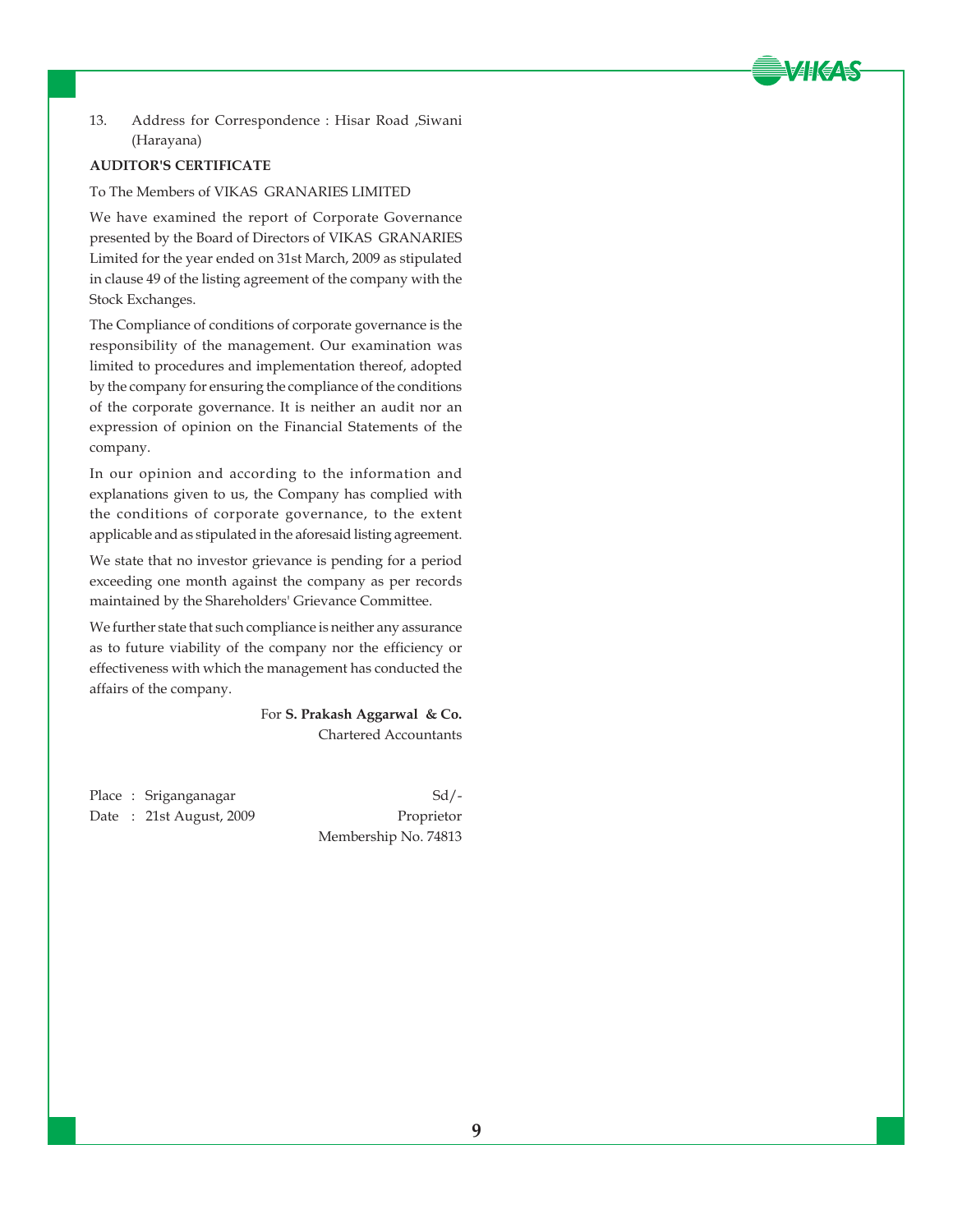13. Address for Correspondence : Hisar Road ,Siwani (Harayana)

**AUDITOR'S CERTIFICATE**

To The Members of VIKAS GRANARIES LIMITED

We have examined the report of Corporate Governance presented by the Board of Directors of VIKAS GRANARIES Limited for the year ended on 31st March, 2009 as stipulated in clause 49 of the listing agreement of the company with the Stock Exchanges.

The Compliance of conditions of corporate governance is the responsibility of the management. Our examination was limited to procedures and implementation thereof, adopted by the company for ensuring the compliance of the conditions of the corporate governance. It is neither an audit nor an expression of opinion on the Financial Statements of the company.

In our opinion and according to the information and explanations given to us, the Company has complied with the conditions of corporate governance, to the extent applicable and as stipulated in the aforesaid listing agreement.

We state that no investor grievance is pending for a period exceeding one month against the company as per records maintained by the Shareholders' Grievance Committee.

We further state that such compliance is neither any assurance as to future viability of the company nor the efficiency or effectiveness with which the management has conducted the affairs of the company.

For **S. Prakash Aggarwal & Co.**
Chartered Accountants

Place : Sriganganagar
Date : 21st August, 2009

Sd/-
Proprietor
Membership No. 74813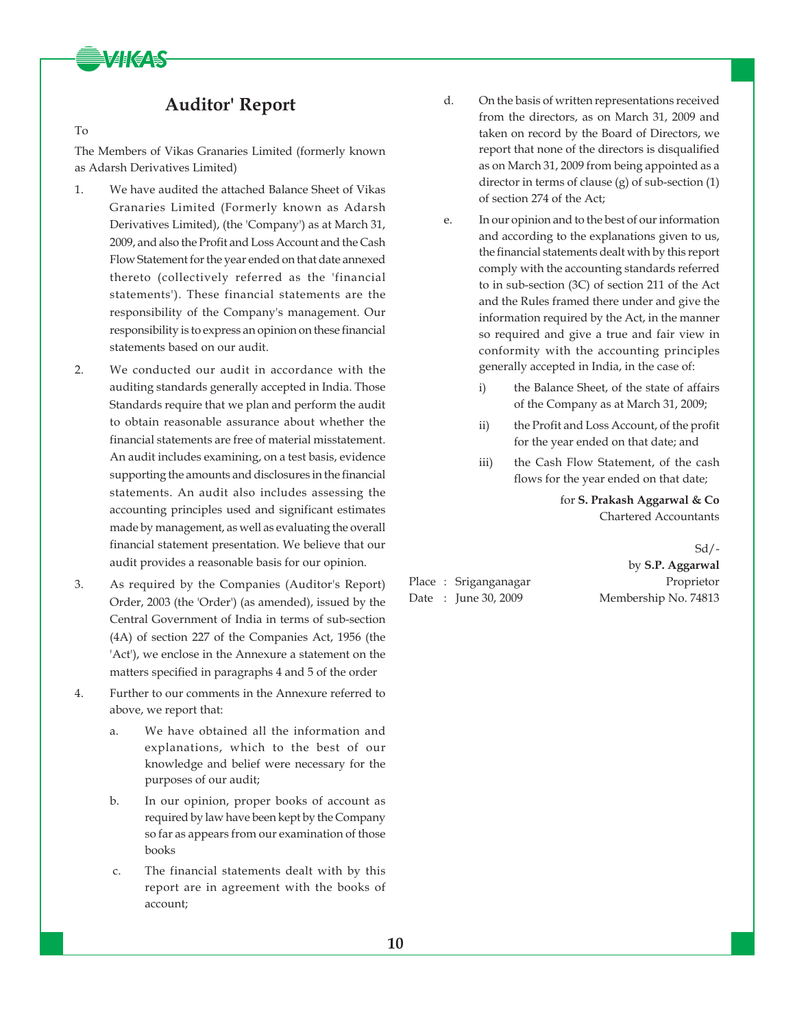# Auditor' Report

To

The Members of Vikas Granaries Limited (formerly known as Adarsh Derivatives Limited)

1. We have audited the attached Balance Sheet of Vikas Granaries Limited (Formerly known as Adarsh Derivatives Limited), (the 'Company') as at March 31, 2009, and also the Profit and Loss Account and the Cash Flow Statement for the year ended on that date annexed thereto (collectively referred as the 'financial statements'). These financial statements are the responsibility of the Company's management. Our responsibility is to express an opinion on these financial statements based on our audit.

2. We conducted our audit in accordance with the auditing standards generally accepted in India. Those Standards require that we plan and perform the audit to obtain reasonable assurance about whether the financial statements are free of material misstatement. An audit includes examining, on a test basis, evidence supporting the amounts and disclosures in the financial statements. An audit also includes assessing the accounting principles used and significant estimates made by management, as well as evaluating the overall financial statement presentation. We believe that our audit provides a reasonable basis for our opinion.

3. As required by the Companies (Auditor's Report) Order, 2003 (the 'Order') (as amended), issued by the Central Government of India in terms of sub-section (4A) of section 227 of the Companies Act, 1956 (the 'Act'), we enclose in the Annexure a statement on the matters specified in paragraphs 4 and 5 of the order

4. Further to our comments in the Annexure referred to above, we report that:

   a. We have obtained all the information and explanations, which to the best of our knowledge and belief were necessary for the purposes of our audit;

   b. In our opinion, proper books of account as required by law have been kept by the Company so far as appears from our examination of those books

   c. The financial statements dealt with by this report are in agreement with the books of account;

   d. On the basis of written representations received from the directors, as on March 31, 2009 and taken on record by the Board of Directors, we report that none of the directors is disqualified as on March 31, 2009 from being appointed as a director in terms of clause (g) of sub-section (1) of section 274 of the Act;

   e. In our opinion and to the best of our information and according to the explanations given to us, the financial statements dealt with by this report comply with the accounting standards referred to in sub-section (3C) of section 211 of the Act and the Rules framed there under and give the information required by the Act, in the manner so required and give a true and fair view in conformity with the accounting principles generally accepted in India, in the case of:

      i) the Balance Sheet, of the state of affairs of the Company as at March 31, 2009;

      ii) the Profit and Loss Account, of the profit for the year ended on that date; and

      iii) the Cash Flow Statement, of the cash flows for the year ended on that date;

for **S. Prakash Aggarwal & Co**
Chartered Accountants

Sd/-
by **S.P. Aggarwal**
Proprietor
Membership No. 74813

Place : Sriganganagar
Date : June 30, 2009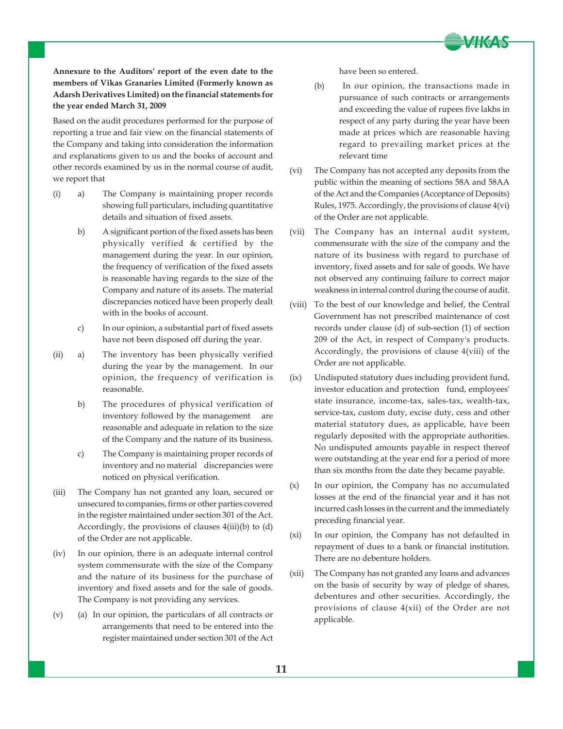**Annexure to the Auditors' report of the even date to the members of Vikas Granaries Limited (Formerly known as Adarsh Derivatives Limited) on the financial statements for the year ended March 31, 2009**

Based on the audit procedures performed for the purpose of reporting a true and fair view on the financial statements of the Company and taking into consideration the information and explanations given to us and the books of account and other records examined by us in the normal course of audit, we report that

(i) a) The Company is maintaining proper records showing full particulars, including quantitative details and situation of fixed assets.

b) A significant portion of the fixed assets has been physically verified & certified by the management during the year. In our opinion, the frequency of verification of the fixed assets is reasonable having regards to the size of the Company and nature of its assets. The material discrepancies noticed have been properly dealt with in the books of account.

c) In our opinion, a substantial part of fixed assets have not been disposed off during the year.

(ii) a) The inventory has been physically verified during the year by the management. In our opinion, the frequency of verification is reasonable.

b) The procedures of physical verification of inventory followed by the management are reasonable and adequate in relation to the size of the Company and the nature of its business.

c) The Company is maintaining proper records of inventory and no material discrepancies were noticed on physical verification.

(iii) The Company has not granted any loan, secured or unsecured to companies, firms or other parties covered in the register maintained under section 301 of the Act. Accordingly, the provisions of clauses 4(iii)(b) to (d) of the Order are not applicable.

(iv) In our opinion, there is an adequate internal control system commensurate with the size of the Company and the nature of its business for the purchase of inventory and fixed assets and for the sale of goods. The Company is not providing any services.

(v) (a) In our opinion, the particulars of all contracts or arrangements that need to be entered into the register maintained under section 301 of the Act have been so entered.

(b) In our opinion, the transactions made in pursuance of such contracts or arrangements and exceeding the value of rupees five lakhs in respect of any party during the year have been made at prices which are reasonable having regard to prevailing market prices at the relevant time

(vi) The Company has not accepted any deposits from the public within the meaning of sections 58A and 58AA of the Act and the Companies (Acceptance of Deposits) Rules, 1975. Accordingly, the provisions of clause 4(vi) of the Order are not applicable.

(vii) The Company has an internal audit system, commensurate with the size of the company and the nature of its business with regard to purchase of inventory, fixed assets and for sale of goods. We have not observed any continuing failure to correct major weakness in internal control during the course of audit.

(viii) To the best of our knowledge and belief, the Central Government has not prescribed maintenance of cost records under clause (d) of sub-section (1) of section 209 of the Act, in respect of Company's products. Accordingly, the provisions of clause 4(viii) of the Order are not applicable.

(ix) Undisputed statutory dues including provident fund, investor education and protection fund, employees' state insurance, income-tax, sales-tax, wealth-tax, service-tax, custom duty, excise duty, cess and other material statutory dues, as applicable, have been regularly deposited with the appropriate authorities. No undisputed amounts payable in respect thereof were outstanding at the year end for a period of more than six months from the date they became payable.

(x) In our opinion, the Company has no accumulated losses at the end of the financial year and it has not incurred cash losses in the current and the immediately preceding financial year.

(xi) In our opinion, the Company has not defaulted in repayment of dues to a bank or financial institution. There are no debenture holders.

(xii) The Company has not granted any loans and advances on the basis of security by way of pledge of shares, debentures and other securities. Accordingly, the provisions of clause 4(xii) of the Order are not applicable.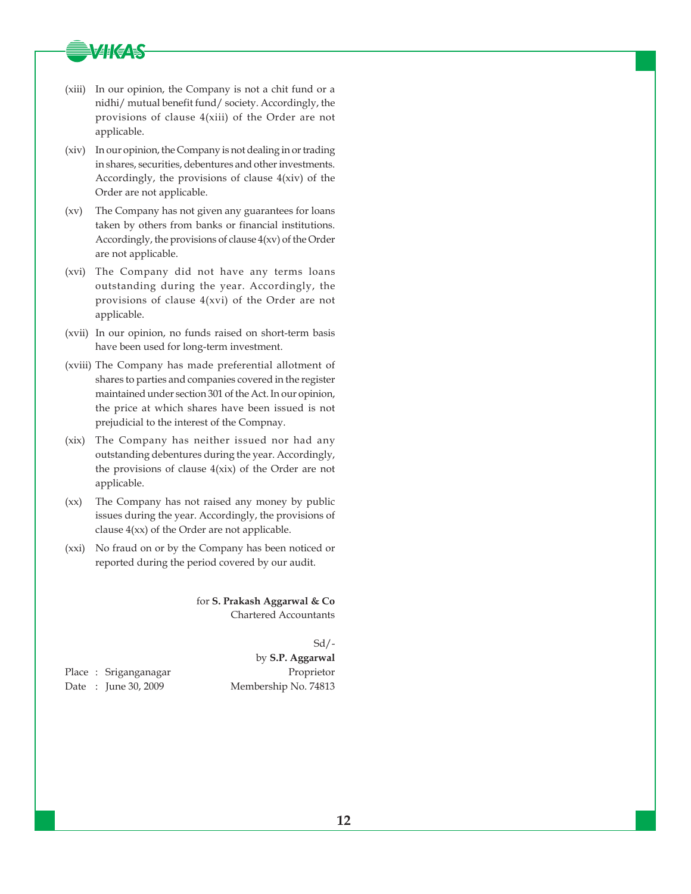(xiii) In our opinion, the Company is not a chit fund or a nidhi/ mutual benefit fund/ society. Accordingly, the provisions of clause 4(xiii) of the Order are not applicable.

(xiv) In our opinion, the Company is not dealing in or trading in shares, securities, debentures and other investments. Accordingly, the provisions of clause 4(xiv) of the Order are not applicable.

(xv) The Company has not given any guarantees for loans taken by others from banks or financial institutions. Accordingly, the provisions of clause 4(xv) of the Order are not applicable.

(xvi) The Company did not have any terms loans outstanding during the year. Accordingly, the provisions of clause 4(xvi) of the Order are not applicable.

(xvii) In our opinion, no funds raised on short-term basis have been used for long-term investment.

(xviii) The Company has made preferential allotment of shares to parties and companies covered in the register maintained under section 301 of the Act. In our opinion, the price at which shares have been issued is not prejudicial to the interest of the Compnay.

(xix) The Company has neither issued nor had any outstanding debentures during the year. Accordingly, the provisions of clause 4(xix) of the Order are not applicable.

(xx) The Company has not raised any money by public issues during the year. Accordingly, the provisions of clause 4(xx) of the Order are not applicable.

(xxi) No fraud on or by the Company has been noticed or reported during the period covered by our audit.

for **S. Prakash Aggarwal & Co**
Chartered Accountants

Sd/-
by **S.P. Aggarwal**
Proprietor
Membership No. 74813

Place : Sriganganagar
Date : June 30, 2009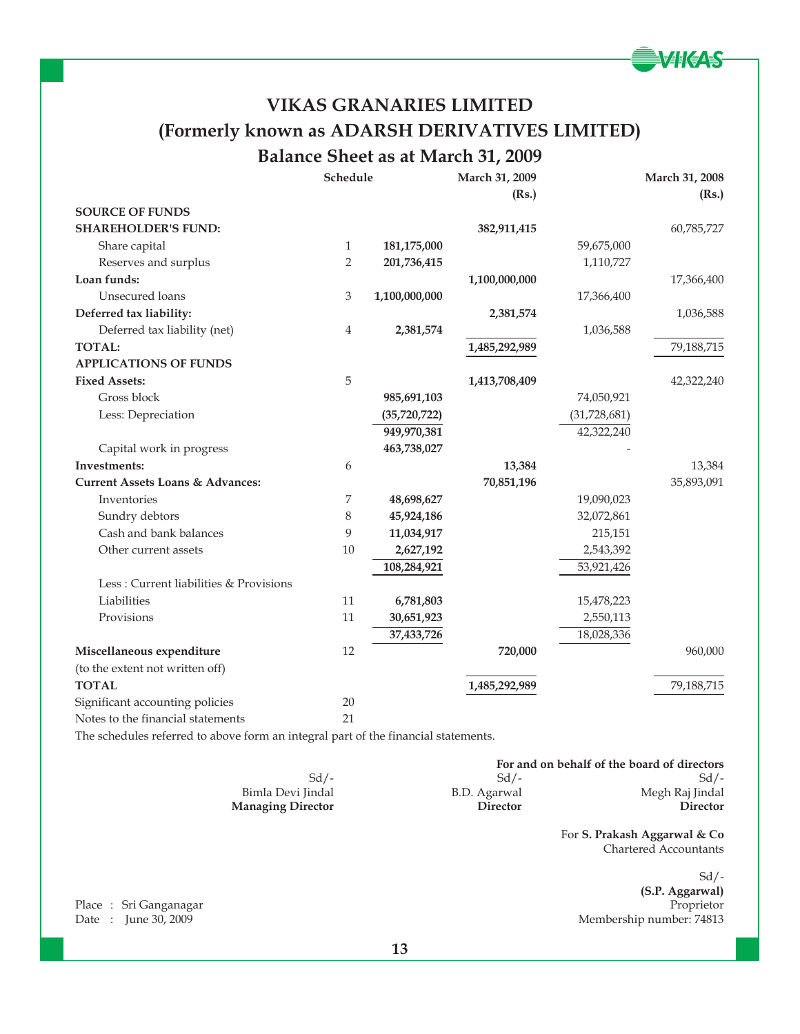# VIKAS GRANARIES LIMITED

## (Formerly known as ADARSH DERIVATIVES LIMITED)

## Balance Sheet as at March 31, 2009

| | Schedule | | March 31, 2009 (Rs.) | | March 31, 2008 (Rs.) |
|---|---|---|---|---|---|
| **SOURCE OF FUNDS** | | | | | |
| **SHAREHOLDER'S FUND:** | | | **382,911,415** | | 60,785,727 |
| Share capital | 1 | **181,175,000** | | 59,675,000 | |
| Reserves and surplus | 2 | **201,736,415** | | 1,110,727 | |
| **Loan funds:** | | | **1,100,000,000** | | 17,366,400 |
| Unsecured loans | 3 | **1,100,000,000** | | 17,366,400 | |
| **Deferred tax liability:** | | | **2,381,574** | | 1,036,588 |
| Deferred tax liability (net) | 4 | **2,381,574** | | 1,036,588 | |
| **TOTAL:** | | | **1,485,292,989** | | 79,188,715 |
| **APPLICATIONS OF FUNDS** | | | | | |
| **Fixed Assets:** | 5 | | **1,413,708,409** | | 42,322,240 |
| Gross block | | **985,691,103** | | 74,050,921 | |
| Less: Depreciation | | **(35,720,722)** | | (31,728,681) | |
| | | **949,970,381** | | 42,322,240 | |
| Capital work in progress | | **463,738,027** | | - | |
| **Investments:** | 6 | | **13,384** | | 13,384 |
| **Current Assets Loans & Advances:** | | | **70,851,196** | | 35,893,091 |
| Inventories | 7 | **48,698,627** | | 19,090,023 | |
| Sundry debtors | 8 | **45,924,186** | | 32,072,861 | |
| Cash and bank balances | 9 | **11,034,917** | | 215,151 | |
| Other current assets | 10 | **2,627,192** | | 2,543,392 | |
| | | **108,284,921** | | 53,921,426 | |
| Less : Current liabilities & Provisions | | | | | |
| Liabilities | 11 | **6,781,803** | | 15,478,223 | |
| Provisions | 11 | **30,651,923** | | 2,550,113 | |
| | | **37,433,726** | | 18,028,336 | |
| **Miscellaneous expenditure** (to the extent not written off) | 12 | | **720,000** | | 960,000 |
| **TOTAL** | | | **1,485,292,989** | | 79,188,715 |
| Significant accounting policies | 20 | | | | |
| Notes to the financial statements | 21 | | | | |

The schedules referred to above form an integral part of the financial statements.

**For and on behalf of the board of directors**

| Sd/- | Sd/- | Sd/- |
|---|---|---|
| Bimla Devi Jindal | B.D. Agarwal | Megh Raj Jindal |
| **Managing Director** | **Director** | **Director** |

For **S. Prakash Aggarwal & Co**
Chartered Accountants

Sd/-
**(S.P. Aggarwal)**
Proprietor
Membership number: 74813

Place : Sri Ganganagar
Date : June 30, 2009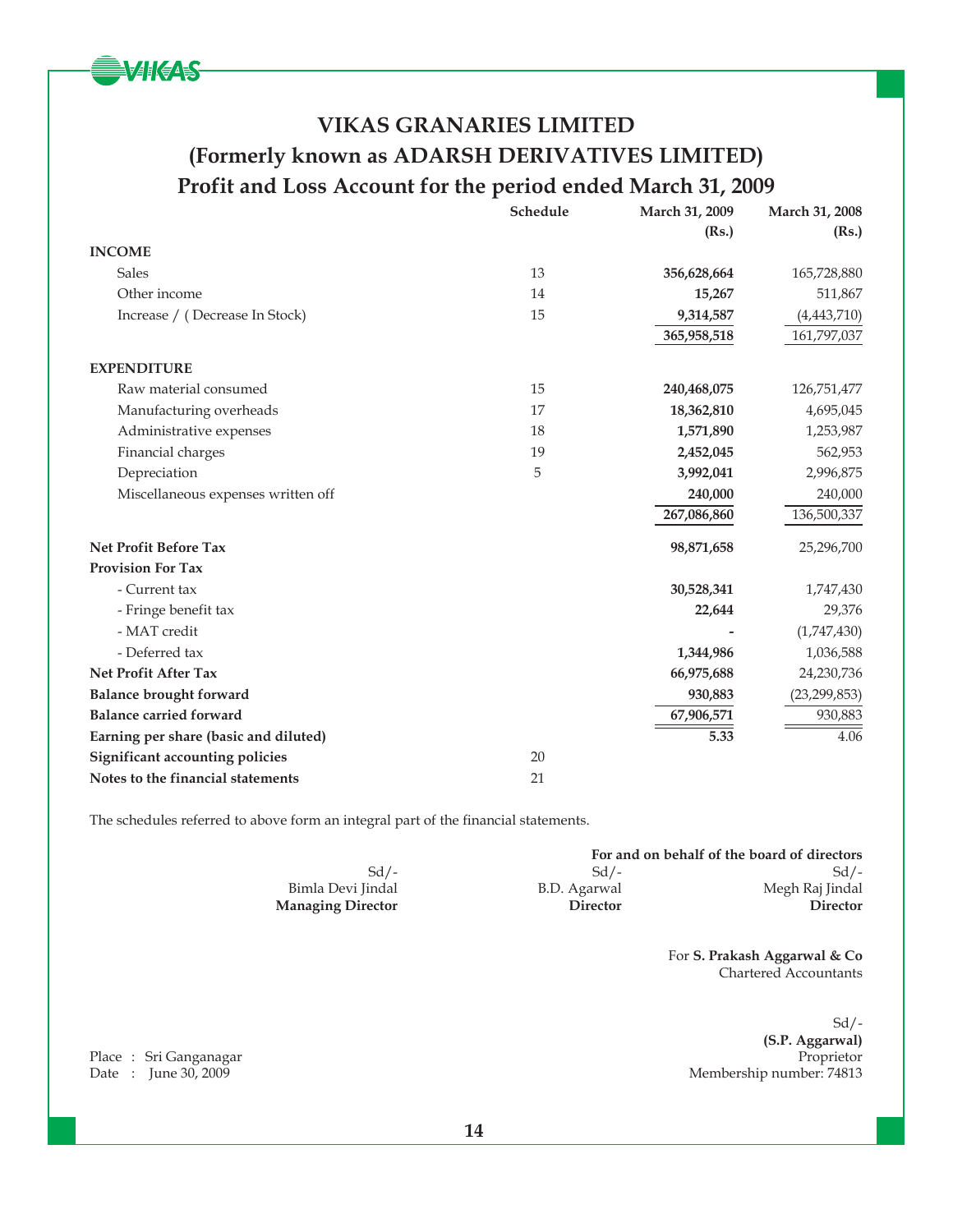# VIKAS GRANARIES LIMITED

## (Formerly known as ADARSH DERIVATIVES LIMITED)

## Profit and Loss Account for the period ended March 31, 2009

| | Schedule | March 31, 2009 (Rs.) | March 31, 2008 (Rs.) |
|---|---|---|---|
| **INCOME** | | | |
| Sales | 13 | **356,628,664** | 165,728,880 |
| Other income | 14 | **15,267** | 511,867 |
| Increase / ( Decrease In Stock) | 15 | **9,314,587** | (4,443,710) |
| | | **365,958,518** | 161,797,037 |
| **EXPENDITURE** | | | |
| Raw material consumed | 15 | **240,468,075** | 126,751,477 |
| Manufacturing overheads | 17 | **18,362,810** | 4,695,045 |
| Administrative expenses | 18 | **1,571,890** | 1,253,987 |
| Financial charges | 19 | **2,452,045** | 562,953 |
| Depreciation | 5 | **3,992,041** | 2,996,875 |
| Miscellaneous expenses written off | | **240,000** | 240,000 |
| | | **267,086,860** | 136,500,337 |
| **Net Profit Before Tax** | | **98,871,658** | 25,296,700 |
| **Provision For Tax** | | | |
| - Current tax | | **30,528,341** | 1,747,430 |
| - Fringe benefit tax | | **22,644** | 29,376 |
| - MAT credit | | **-** | (1,747,430) |
| - Deferred tax | | **1,344,986** | 1,036,588 |
| **Net Profit After Tax** | | **66,975,688** | 24,230,736 |
| **Balance brought forward** | | **930,883** | (23,299,853) |
| **Balance carried forward** | | **67,906,571** | 930,883 |
| **Earning per share (basic and diluted)** | | **5.33** | 4.06 |
| **Significant accounting policies** | 20 | | |
| **Notes to the financial statements** | 21 | | |

The schedules referred to above form an integral part of the financial statements.

**For and on behalf of the board of directors**

| Sd/- | Sd/- | Sd/- |
|---|---|---|
| Bimla Devi Jindal | B.D. Agarwal | Megh Raj Jindal |
| **Managing Director** | **Director** | **Director** |

For **S. Prakash Aggarwal & Co**
Chartered Accountants

Sd/-
**(S.P. Aggarwal)**
Proprietor
Membership number: 74813

Place : Sri Ganganagar
Date : June 30, 2009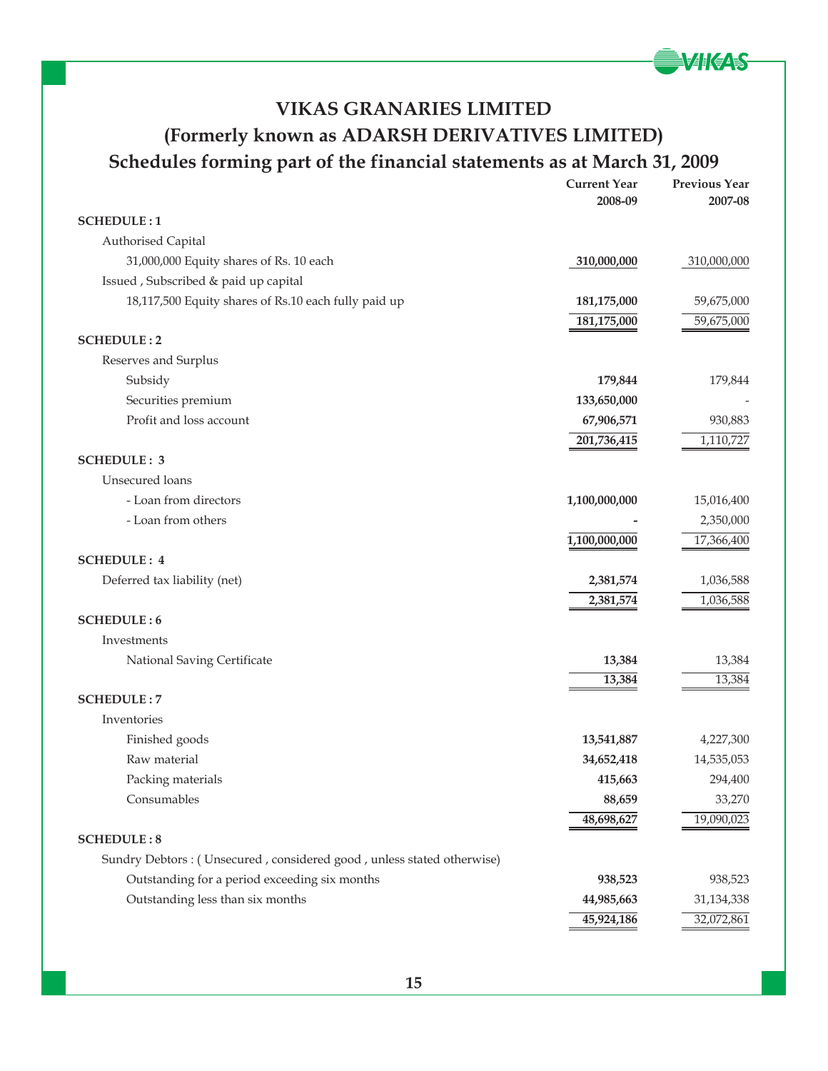# VIKAS GRANARIES LIMITED

## (Formerly known as ADARSH DERIVATIVES LIMITED)

## Schedules forming part of the financial statements as at March 31, 2009

| | Current Year 2008-09 | Previous Year 2007-08 |
|---|---|---|
| **SCHEDULE : 1** | | |
| Authorised Capital | | |
| 31,000,000 Equity shares of Rs. 10 each | **310,000,000** | 310,000,000 |
| Issued , Subscribed & paid up capital | | |
| 18,117,500 Equity shares of Rs.10 each fully paid up | **181,175,000** | 59,675,000 |
| | **181,175,000** | 59,675,000 |
| **SCHEDULE : 2** | | |
| Reserves and Surplus | | |
| Subsidy | **179,844** | 179,844 |
| Securities premium | **133,650,000** | - |
| Profit and loss account | **67,906,571** | 930,883 |
| | **201,736,415** | 1,110,727 |
| **SCHEDULE : 3** | | |
| Unsecured loans | | |
| - Loan from directors | **1,100,000,000** | 15,016,400 |
| - Loan from others | **-** | 2,350,000 |
| | **1,100,000,000** | 17,366,400 |
| **SCHEDULE : 4** | | |
| Deferred tax liability (net) | **2,381,574** | 1,036,588 |
| | **2,381,574** | 1,036,588 |
| **SCHEDULE : 6** | | |
| Investments | | |
| National Saving Certificate | **13,384** | 13,384 |
| | **13,384** | 13,384 |
| **SCHEDULE : 7** | | |
| Inventories | | |
| Finished goods | **13,541,887** | 4,227,300 |
| Raw material | **34,652,418** | 14,535,053 |
| Packing materials | **415,663** | 294,400 |
| Consumables | **88,659** | 33,270 |
| | **48,698,627** | 19,090,023 |
| **SCHEDULE : 8** | | |
| Sundry Debtors : ( Unsecured , considered good , unless stated otherwise) | | |
| Outstanding for a period exceeding six months | **938,523** | 938,523 |
| Outstanding less than six months | **44,985,663** | 31,134,338 |
| | **45,924,186** | 32,072,861 |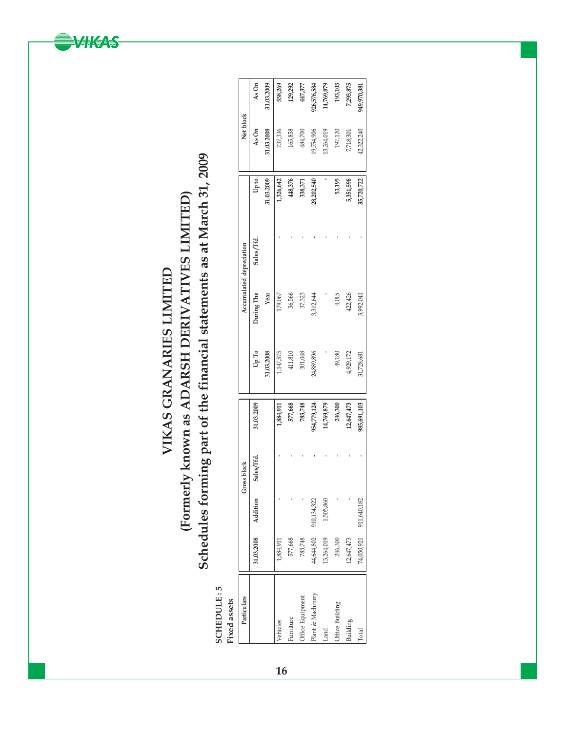# VIKAS GRANARIES LIMITED

## (Formerly known as ADARSH DERIVATIVES LIMITED)

## Schedules forming part of the financial statements as at March 31, 2009

**SCHEDULE : 5**

**Fixed assets**

| Particulars | Gross block | | | | Accumulated depreciation | | | | Net block | |
|---|---|---|---|---|---|---|---|---|---|---|
| | 31.03.2008 | Addition | Sales/Trfd. | 31.03.2009 | Up To 31.03.2008 | During The Year | Sales/Trfd. | Up to 31.03.2009 | As On 31.03.2008 | As On 31.03.2009 |
| Vehicles | 1,884,911 | - | - | 1,884,911 | 1,147,575 | 179,067 | - | 1,326,642 | 737,336 | 558,269 |
| Furniture | 577,668 | - | - | 577,668 | 411,810 | 36,566 | - | 448,376 | 165,858 | 129,292 |
| Office Equipment | 785,748 | - | - | 785,748 | 301,048 | 37,323 | - | 338,371 | 484,700 | 447,377 |
| Plant & Machinery | 44,644,802 | 910,134,322 | - | 954,779,124 | 24,889,896 | 3,312,644 | - | 28,202,540 | 19,754,906 | 926,576,584 |
| Land | 13,264,019 | 1,505,860 | - | 14,769,879 | - | - | - | - | 13,264,019 | 14,769,879 |
| Office Building | 246,300 | - | - | 246,300 | 49,180 | 4,015 | - | 53,195 | 197,120 | 193,105 |
| Building | 12,647,473 | - | - | 12,647,473 | 4,929,172 | 422,426 | - | 5,351,598 | 7,718,301 | 7,295,875 |
| Total | 74,050,921 | 911,640,182 | - | 985,691,103 | 31,728,681 | 3,992,041 | - | 35,720,722 | 42,322,240 | 949,970,381 |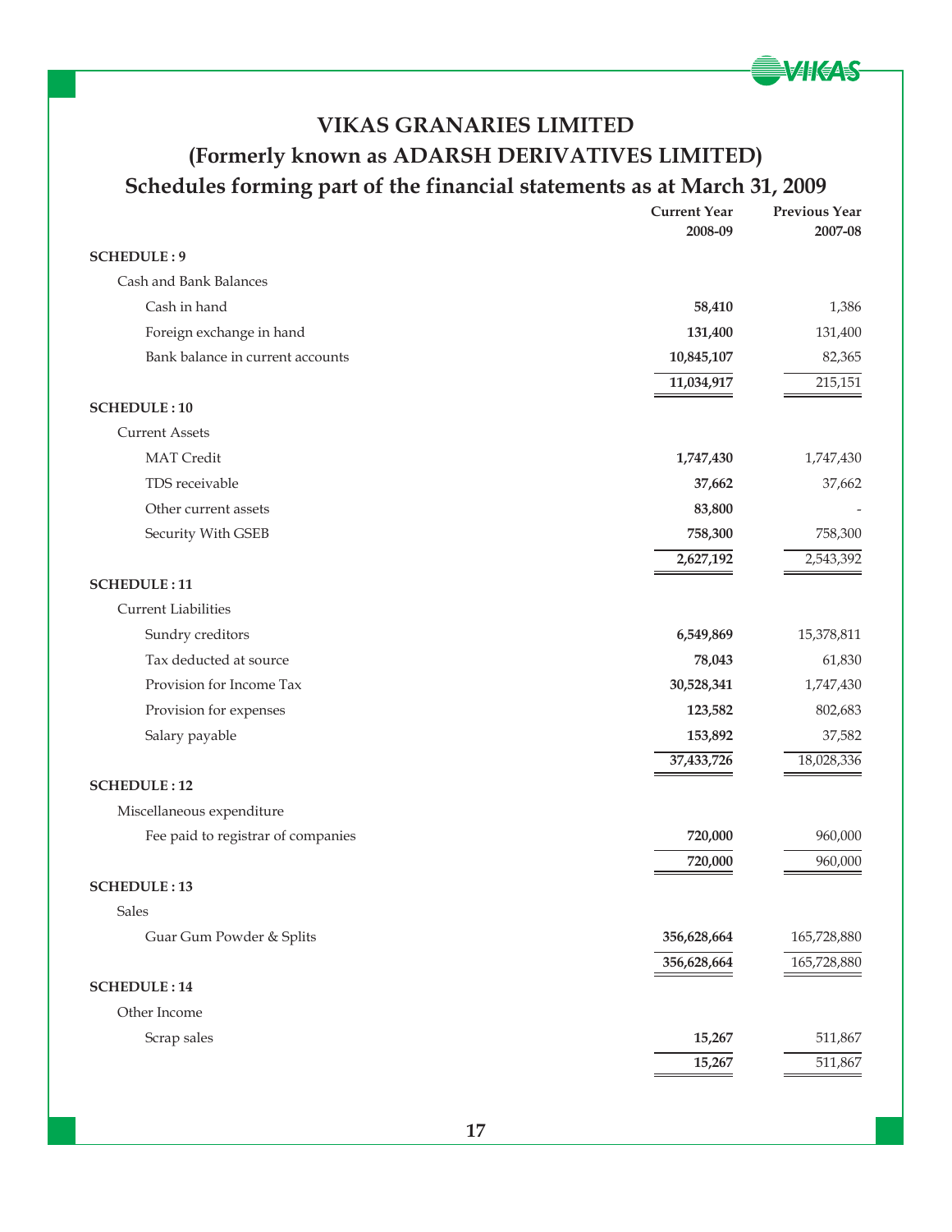# VIKAS GRANARIES LIMITED

## (Formerly known as ADARSH DERIVATIVES LIMITED)

## Schedules forming part of the financial statements as at March 31, 2009

| | Current Year 2008-09 | Previous Year 2007-08 |
|---|---|---|
| **SCHEDULE : 9** | | |
| Cash and Bank Balances | | |
| Cash in hand | **58,410** | 1,386 |
| Foreign exchange in hand | **131,400** | 131,400 |
| Bank balance in current accounts | **10,845,107** | 82,365 |
| | **11,034,917** | 215,151 |
| **SCHEDULE : 10** | | |
| Current Assets | | |
| MAT Credit | **1,747,430** | 1,747,430 |
| TDS receivable | **37,662** | 37,662 |
| Other current assets | **83,800** | - |
| Security With GSEB | **758,300** | 758,300 |
| | **2,627,192** | 2,543,392 |
| **SCHEDULE : 11** | | |
| Current Liabilities | | |
| Sundry creditors | **6,549,869** | 15,378,811 |
| Tax deducted at source | **78,043** | 61,830 |
| Provision for Income Tax | **30,528,341** | 1,747,430 |
| Provision for expenses | **123,582** | 802,683 |
| Salary payable | **153,892** | 37,582 |
| | **37,433,726** | 18,028,336 |
| **SCHEDULE : 12** | | |
| Miscellaneous expenditure | | |
| Fee paid to registrar of companies | **720,000** | 960,000 |
| | **720,000** | 960,000 |
| **SCHEDULE : 13** | | |
| Sales | | |
| Guar Gum Powder & Splits | **356,628,664** | 165,728,880 |
| | **356,628,664** | 165,728,880 |
| **SCHEDULE : 14** | | |
| Other Income | | |
| Scrap sales | **15,267** | 511,867 |
| | **15,267** | 511,867 |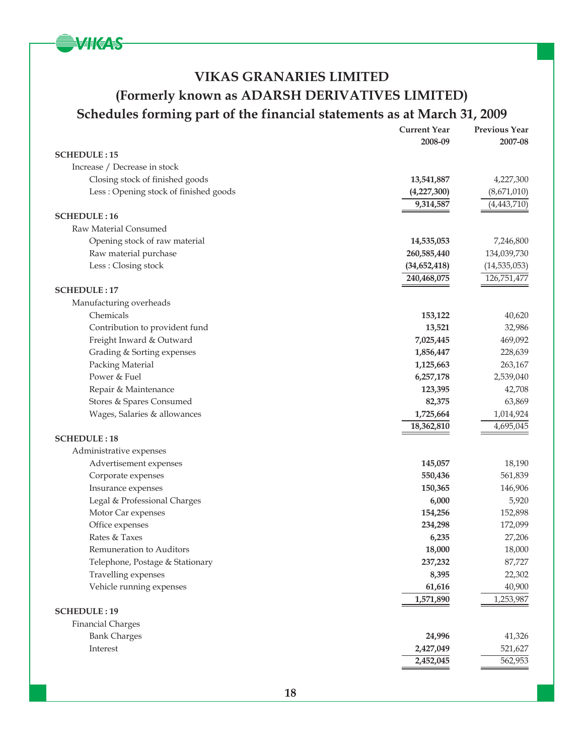# VIKAS GRANARIES LIMITED

## (Formerly known as ADARSH DERIVATIVES LIMITED)

## Schedules forming part of the financial statements as at March 31, 2009

| | Current Year 2008-09 | Previous Year 2007-08 |
|---|---|---|
| **SCHEDULE : 15** | | |
| Increase / Decrease in stock | | |
| Closing stock of finished goods | **13,541,887** | 4,227,300 |
| Less : Opening stock of finished goods | **(4,227,300)** | (8,671,010) |
| | **9,314,587** | (4,443,710) |
| **SCHEDULE : 16** | | |
| Raw Material Consumed | | |
| Opening stock of raw material | **14,535,053** | 7,246,800 |
| Raw material purchase | **260,585,440** | 134,039,730 |
| Less : Closing stock | **(34,652,418)** | (14,535,053) |
| | **240,468,075** | 126,751,477 |
| **SCHEDULE : 17** | | |
| Manufacturing overheads | | |
| Chemicals | **153,122** | 40,620 |
| Contribution to provident fund | **13,521** | 32,986 |
| Freight Inward & Outward | **7,025,445** | 469,092 |
| Grading & Sorting expenses | **1,856,447** | 228,639 |
| Packing Material | **1,125,663** | 263,167 |
| Power & Fuel | **6,257,178** | 2,539,040 |
| Repair & Maintenance | **123,395** | 42,708 |
| Stores & Spares Consumed | **82,375** | 63,869 |
| Wages, Salaries & allowances | **1,725,664** | 1,014,924 |
| | **18,362,810** | 4,695,045 |
| **SCHEDULE : 18** | | |
| Administrative expenses | | |
| Advertisement expenses | **145,057** | 18,190 |
| Corporate expenses | **550,436** | 561,839 |
| Insurance expenses | **150,365** | 146,906 |
| Legal & Professional Charges | **6,000** | 5,920 |
| Motor Car expenses | **154,256** | 152,898 |
| Office expenses | **234,298** | 172,099 |
| Rates & Taxes | **6,235** | 27,206 |
| Remuneration to Auditors | **18,000** | 18,000 |
| Telephone, Postage & Stationary | **237,232** | 87,727 |
| Travelling expenses | **8,395** | 22,302 |
| Vehicle running expenses | **61,616** | 40,900 |
| | **1,571,890** | 1,253,987 |
| **SCHEDULE : 19** | | |
| Financial Charges | | |
| Bank Charges | **24,996** | 41,326 |
| Interest | **2,427,049** | 521,627 |
| | **2,452,045** | 562,953 |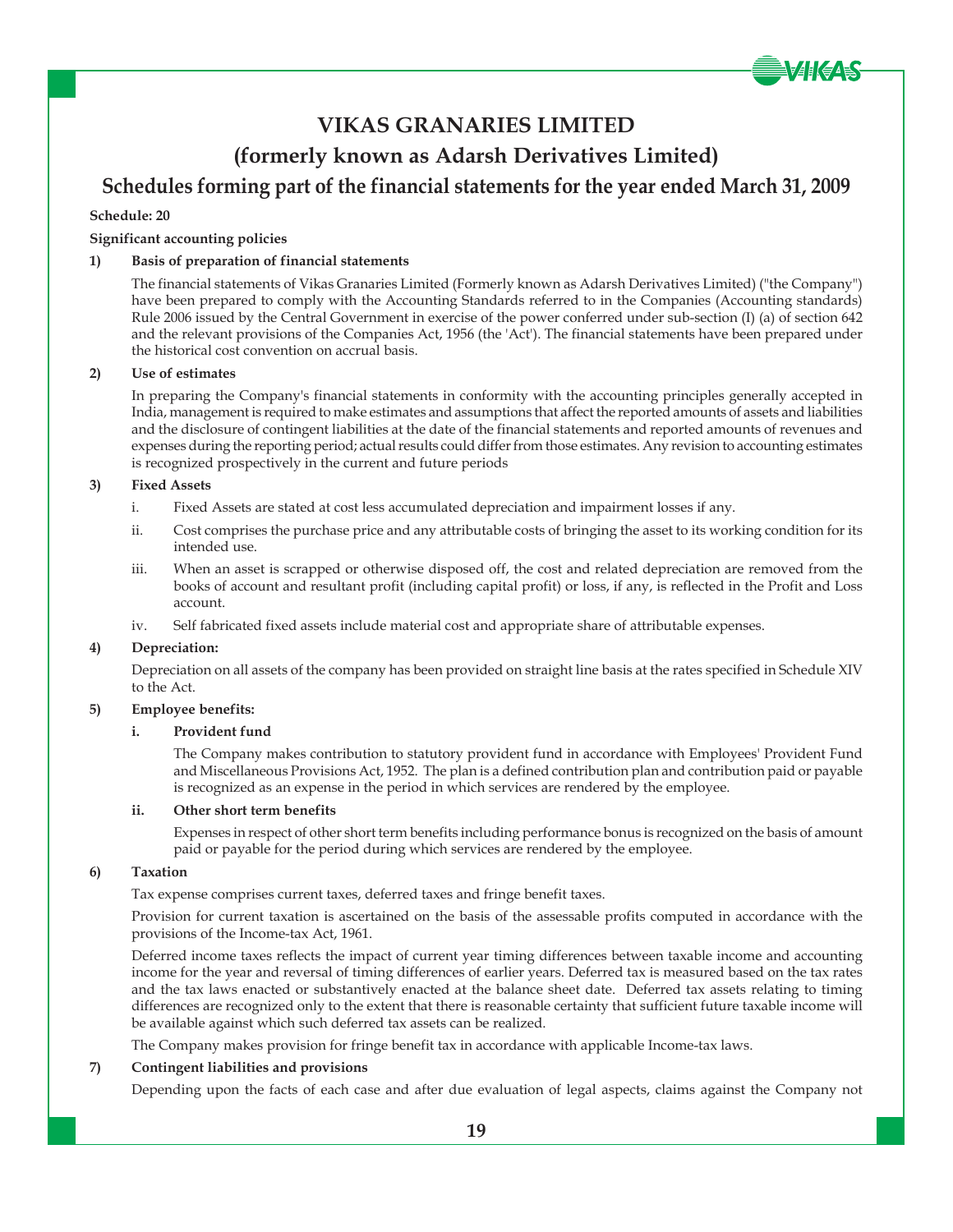# VIKAS GRANARIES LIMITED

## (formerly known as Adarsh Derivatives Limited)

## Schedules forming part of the financial statements for the year ended March 31, 2009

**Schedule: 20**

**Significant accounting policies**

**1) Basis of preparation of financial statements**

The financial statements of Vikas Granaries Limited (Formerly known as Adarsh Derivatives Limited) ("the Company") have been prepared to comply with the Accounting Standards referred to in the Companies (Accounting standards) Rule 2006 issued by the Central Government in exercise of the power conferred under sub-section (I) (a) of section 642 and the relevant provisions of the Companies Act, 1956 (the 'Act'). The financial statements have been prepared under the historical cost convention on accrual basis.

**2) Use of estimates**

In preparing the Company's financial statements in conformity with the accounting principles generally accepted in India, management is required to make estimates and assumptions that affect the reported amounts of assets and liabilities and the disclosure of contingent liabilities at the date of the financial statements and reported amounts of revenues and expenses during the reporting period; actual results could differ from those estimates. Any revision to accounting estimates is recognized prospectively in the current and future periods

**3) Fixed Assets**

i. Fixed Assets are stated at cost less accumulated depreciation and impairment losses if any.

ii. Cost comprises the purchase price and any attributable costs of bringing the asset to its working condition for its intended use.

iii. When an asset is scrapped or otherwise disposed off, the cost and related depreciation are removed from the books of account and resultant profit (including capital profit) or loss, if any, is reflected in the Profit and Loss account.

iv. Self fabricated fixed assets include material cost and appropriate share of attributable expenses.

**4) Depreciation:**

Depreciation on all assets of the company has been provided on straight line basis at the rates specified in Schedule XIV to the Act.

**5) Employee benefits:**

**i. Provident fund**

The Company makes contribution to statutory provident fund in accordance with Employees' Provident Fund and Miscellaneous Provisions Act, 1952. The plan is a defined contribution plan and contribution paid or payable is recognized as an expense in the period in which services are rendered by the employee.

**ii. Other short term benefits**

Expenses in respect of other short term benefits including performance bonus is recognized on the basis of amount paid or payable for the period during which services are rendered by the employee.

**6) Taxation**

Tax expense comprises current taxes, deferred taxes and fringe benefit taxes.

Provision for current taxation is ascertained on the basis of the assessable profits computed in accordance with the provisions of the Income-tax Act, 1961.

Deferred income taxes reflects the impact of current year timing differences between taxable income and accounting income for the year and reversal of timing differences of earlier years. Deferred tax is measured based on the tax rates and the tax laws enacted or substantively enacted at the balance sheet date. Deferred tax assets relating to timing differences are recognized only to the extent that there is reasonable certainty that sufficient future taxable income will be available against which such deferred tax assets can be realized.

The Company makes provision for fringe benefit tax in accordance with applicable Income-tax laws.

**7) Contingent liabilities and provisions**

Depending upon the facts of each case and after due evaluation of legal aspects, claims against the Company not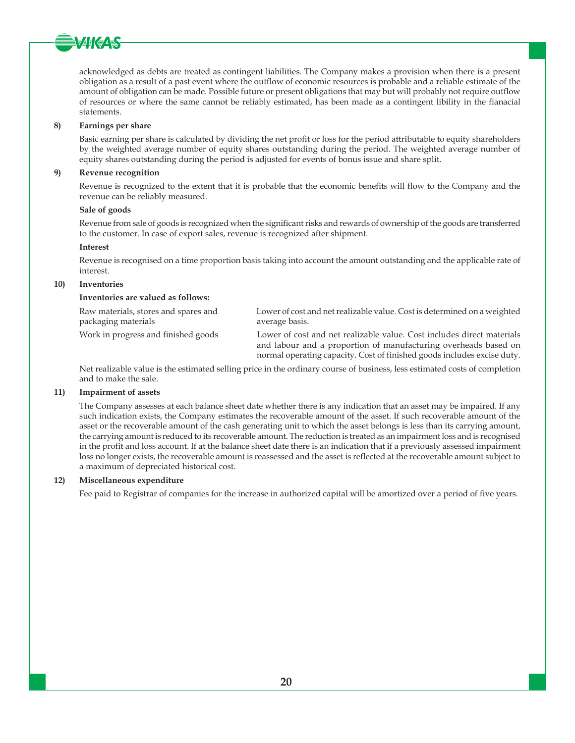acknowledged as debts are treated as contingent liabilities. The Company makes a provision when there is a present obligation as a result of a past event where the outflow of economic resources is probable and a reliable estimate of the amount of obligation can be made. Possible future or present obligations that may but will probably not require outflow of resources or where the same cannot be reliably estimated, has been made as a contingent libility in the fianacial statements.

**8) Earnings per share**

Basic earning per share is calculated by dividing the net profit or loss for the period attributable to equity shareholders by the weighted average number of equity shares outstanding during the period. The weighted average number of equity shares outstanding during the period is adjusted for events of bonus issue and share split.

**9) Revenue recognition**

Revenue is recognized to the extent that it is probable that the economic benefits will flow to the Company and the revenue can be reliably measured.

**Sale of goods**

Revenue from sale of goods is recognized when the significant risks and rewards of ownership of the goods are transferred to the customer. In case of export sales, revenue is recognized after shipment.

**Interest**

Revenue is recognised on a time proportion basis taking into account the amount outstanding and the applicable rate of interest.

**10) Inventories**

**Inventories are valued as follows:**

| | |
|---|---|
| Raw materials, stores and spares and packaging materials | Lower of cost and net realizable value. Cost is determined on a weighted average basis. |
| Work in progress and finished goods | Lower of cost and net realizable value. Cost includes direct materials and labour and a proportion of manufacturing overheads based on normal operating capacity. Cost of finished goods includes excise duty. |

Net realizable value is the estimated selling price in the ordinary course of business, less estimated costs of completion and to make the sale.

**11) Impairment of assets**

The Company assesses at each balance sheet date whether there is any indication that an asset may be impaired. If any such indication exists, the Company estimates the recoverable amount of the asset. If such recoverable amount of the asset or the recoverable amount of the cash generating unit to which the asset belongs is less than its carrying amount, the carrying amount is reduced to its recoverable amount. The reduction is treated as an impairment loss and is recognised in the profit and loss account. If at the balance sheet date there is an indication that if a previously assessed impairment loss no longer exists, the recoverable amount is reassessed and the asset is reflected at the recoverable amount subject to a maximum of depreciated historical cost.

**12) Miscellaneous expenditure**

Fee paid to Registrar of companies for the increase in authorized capital will be amortized over a period of five years.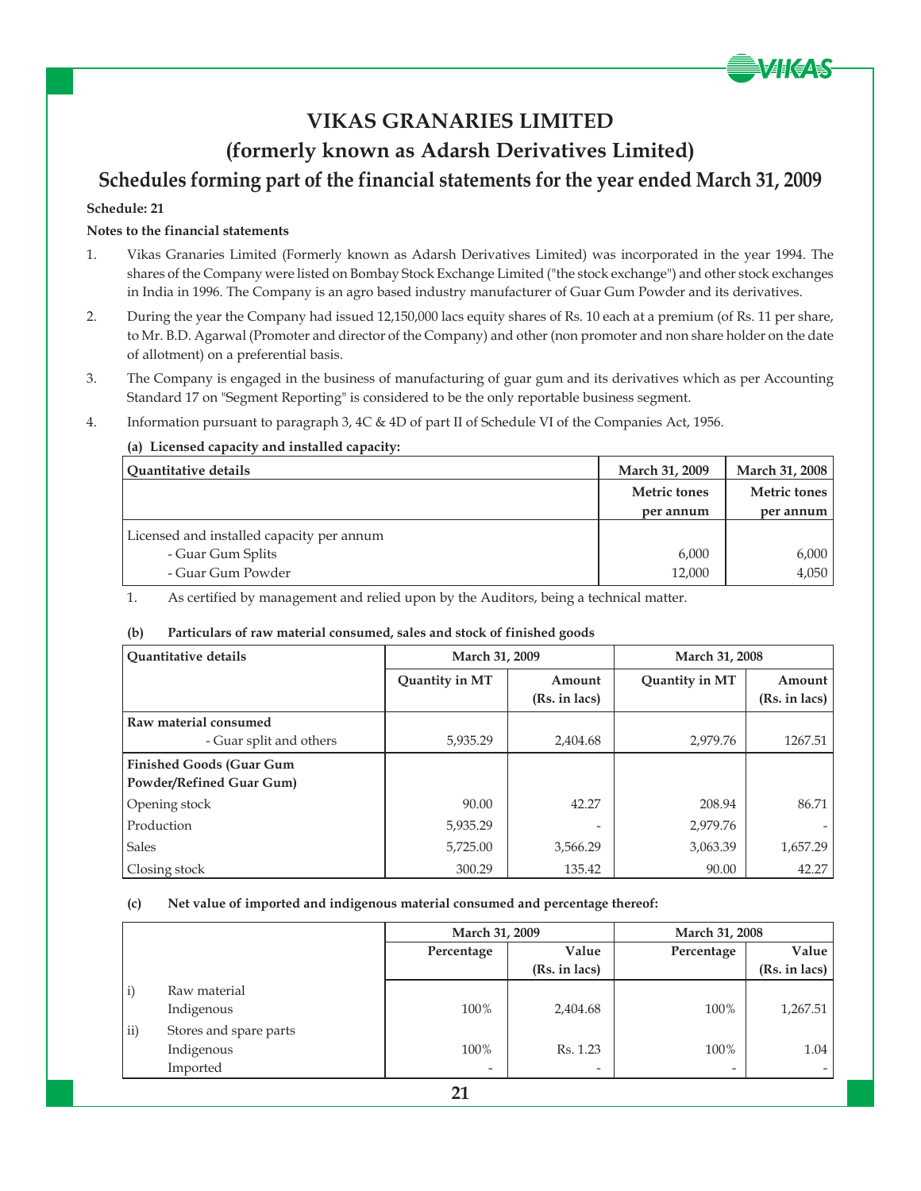# VIKAS GRANARIES LIMITED

## (formerly known as Adarsh Derivatives Limited)

## Schedules forming part of the financial statements for the year ended March 31, 2009

**Schedule: 21**

**Notes to the financial statements**

1. Vikas Granaries Limited (Formerly known as Adarsh Derivatives Limited) was incorporated in the year 1994. The shares of the Company were listed on Bombay Stock Exchange Limited ("the stock exchange") and other stock exchanges in India in 1996. The Company is an agro based industry manufacturer of Guar Gum Powder and its derivatives.

2. During the year the Company had issued 12,150,000 lacs equity shares of Rs. 10 each at a premium (of Rs. 11 per share, to Mr. B.D. Agarwal (Promoter and director of the Company) and other (non promoter and non share holder on the date of allotment) on a preferential basis.

3. The Company is engaged in the business of manufacturing of guar gum and its derivatives which as per Accounting Standard 17 on "Segment Reporting" is considered to be the only reportable business segment.

4. Information pursuant to paragraph 3, 4C & 4D of part II of Schedule VI of the Companies Act, 1956.

**(a) Licensed capacity and installed capacity:**

| Quantitative details | March 31, 2009 | March 31, 2008 |
|---|---|---|
| | Metric tones per annum | Metric tones per annum |
| Licensed and installed capacity per annum | | |
| - Guar Gum Splits | 6,000 | 6,000 |
| - Guar Gum Powder | 12,000 | 4,050 |

1. As certified by management and relied upon by the Auditors, being a technical matter.

**(b) Particulars of raw material consumed, sales and stock of finished goods**

| Quantitative details | March 31, 2009 | | March 31, 2008 | |
|---|---|---|---|---|
| | Quantity in MT | Amount (Rs. in lacs) | Quantity in MT | Amount (Rs. in lacs) |
| **Raw material consumed** | | | | |
| - Guar split and others | 5,935.29 | 2,404.68 | 2,979.76 | 1267.51 |
| **Finished Goods (Guar Gum Powder/Refined Guar Gum)** | | | | |
| Opening stock | 90.00 | 42.27 | 208.94 | 86.71 |
| Production | 5,935.29 | - | 2,979.76 | - |
| Sales | 5,725.00 | 3,566.29 | 3,063.39 | 1,657.29 |
| Closing stock | 300.29 | 135.42 | 90.00 | 42.27 |

**(c) Net value of imported and indigenous material consumed and percentage thereof:**

| | | March 31, 2009 | | March 31, 2008 | |
|---|---|---|---|---|---|
| | | Percentage | Value (Rs. in lacs) | Percentage | Value (Rs. in lacs) |
| i) | Raw material | | | | |
| | Indigenous | 100% | 2,404.68 | 100% | 1,267.51 |
| ii) | Stores and spare parts | | | | |
| | Indigenous | 100% | Rs. 1.23 | 100% | 1.04 |
| | Imported | - | - | - | - |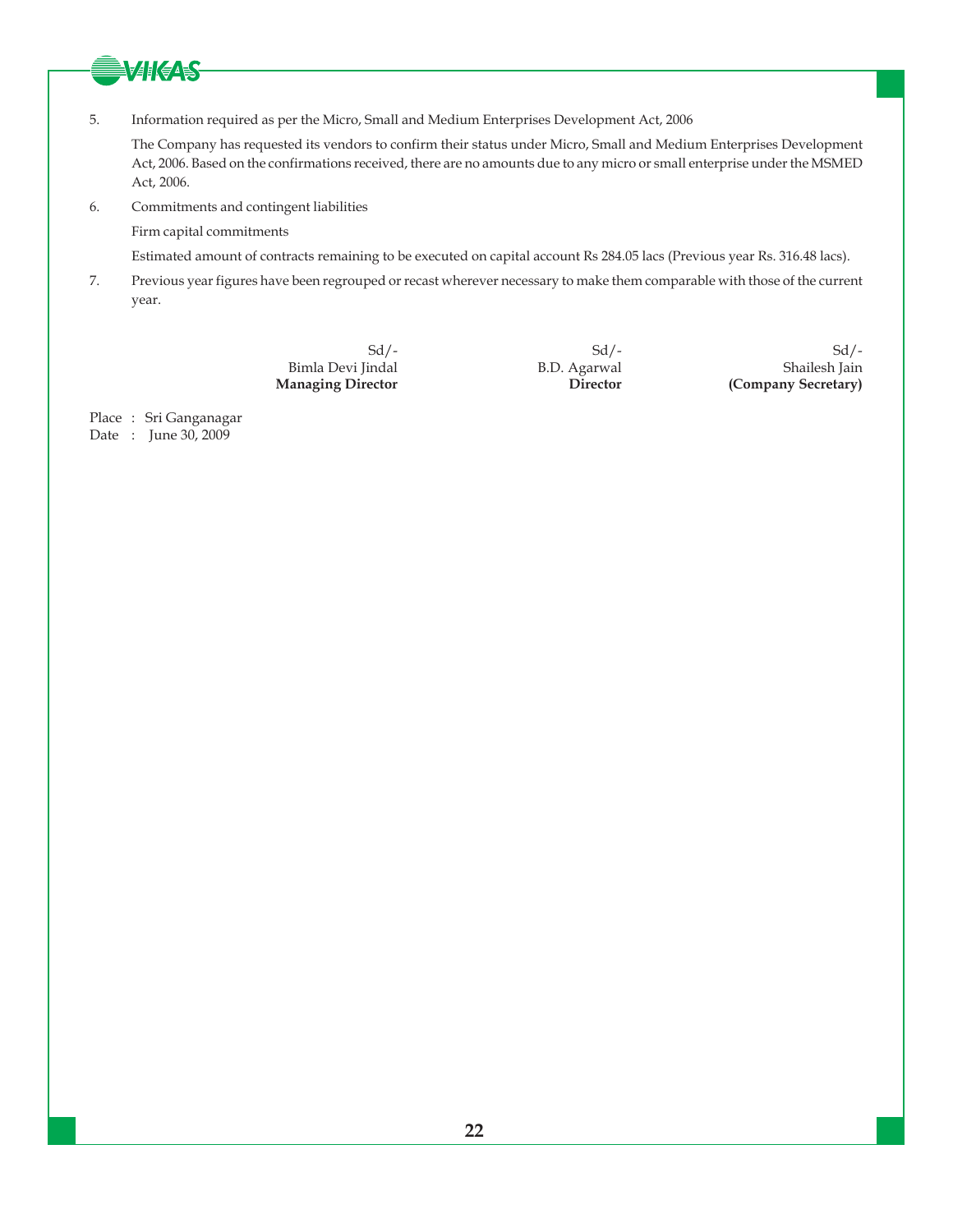5. Information required as per the Micro, Small and Medium Enterprises Development Act, 2006

   The Company has requested its vendors to confirm their status under Micro, Small and Medium Enterprises Development Act, 2006. Based on the confirmations received, there are no amounts due to any micro or small enterprise under the MSMED Act, 2006.

6. Commitments and contingent liabilities

   Firm capital commitments

   Estimated amount of contracts remaining to be executed on capital account Rs 284.05 lacs (Previous year Rs. 316.48 lacs).

7. Previous year figures have been regrouped or recast wherever necessary to make them comparable with those of the current year.

| Sd/- | Sd/- | Sd/- |
|---|---|---|
| Bimla Devi Jindal | B.D. Agarwal | Shailesh Jain |
| **Managing Director** | **Director** | **(Company Secretary)** |

Place : Sri Ganganagar
Date : June 30, 2009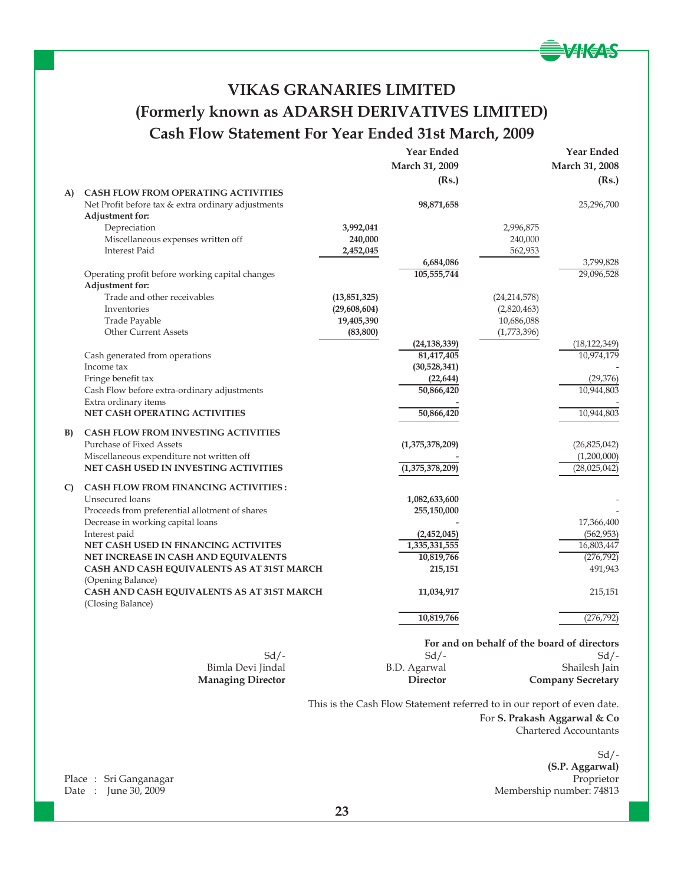# VIKAS GRANARIES LIMITED

## (Formerly known as ADARSH DERIVATIVES LIMITED)

## Cash Flow Statement For Year Ended 31st March, 2009

| | | | Year Ended March 31, 2009 (Rs.) | | Year Ended March 31, 2008 (Rs.) |
|---|---|---|---|---|---|
| **A)** | **CASH FLOW FROM OPERATING ACTIVITIES** | | | | |
| | Net Profit before tax & extra ordinary adjustments | | **98,871,658** | | 25,296,700 |
| | **Adjustment for:** | | | | |
| | Depreciation | **3,992,041** | | 2,996,875 | |
| | Miscellaneous expenses written off | **240,000** | | 240,000 | |
| | Interest Paid | **2,452,045** | | 562,953 | |
| | | | **6,684,086** | | 3,799,828 |
| | Operating profit before working capital changes | | **105,555,744** | | 29,096,528 |
| | **Adjustment for:** | | | | |
| | Trade and other receivables | **(13,851,325)** | | (24,214,578) | |
| | Inventories | **(29,608,604)** | | (2,820,463) | |
| | Trade Payable | **19,405,390** | | 10,686,088 | |
| | Other Current Assets | **(83,800)** | | (1,773,396) | |
| | | | **(24,138,339)** | | (18,122,349) |
| | Cash generated from operations | | **81,417,405** | | 10,974,179 |
| | Income tax | | **(30,528,341)** | | - |
| | Fringe benefit tax | | **(22,644)** | | (29,376) |
| | Cash Flow before extra-ordinary adjustments | | **50,866,420** | | 10,944,803 |
| | Extra ordinary items | | **-** | | - |
| | **NET CASH OPERATING ACTIVITIES** | | **50,866,420** | | 10,944,803 |
| **B)** | **CASH FLOW FROM INVESTING ACTIVITIES** | | | | |
| | Purchase of Fixed Assets | | **(1,375,378,209)** | | (26,825,042) |
| | Miscellaneous expenditure not written off | | **-** | | (1,200,000) |
| | **NET CASH USED IN INVESTING ACTIVITIES** | | **(1,375,378,209)** | | (28,025,042) |
| **C)** | **CASH FLOW FROM FINANCING ACTIVITIES :** | | | | |
| | Unsecured loans | | **1,082,633,600** | | - |
| | Proceeds from preferential allotment of shares | | **255,150,000** | | - |
| | Decrease in working capital loans | | **-** | | 17,366,400 |
| | Interest paid | | **(2,452,045)** | | (562,953) |
| | **NET CASH USED IN FINANCING ACTIVITES** | | **1,335,331,555** | | 16,803,447 |
| | **NET INCREASE IN CASH AND EQUIVALENTS** | | **10,819,766** | | (276,792) |
| | **CASH AND CASH EQUIVALENTS AS AT 31ST MARCH** (Opening Balance) | | **215,151** | | 491,943 |
| | **CASH AND CASH EQUIVALENTS AS AT 31ST MARCH** (Closing Balance) | | **11,034,917** | | 215,151 |
| | | | **10,819,766** | | (276,792) |

**For and on behalf of the board of directors**

| Sd/- | Sd/- | Sd/- |
|---|---|---|
| Bimla Devi Jindal | B.D. Agarwal | Shailesh Jain |
| **Managing Director** | **Director** | **Company Secretary** |

This is the Cash Flow Statement referred to in our report of even date.

For **S. Prakash Aggarwal & Co**
Chartered Accountants

Sd/-
**(S.P. Aggarwal)**
Proprietor
Membership number: 74813

Place : Sri Ganganagar
Date : June 30, 2009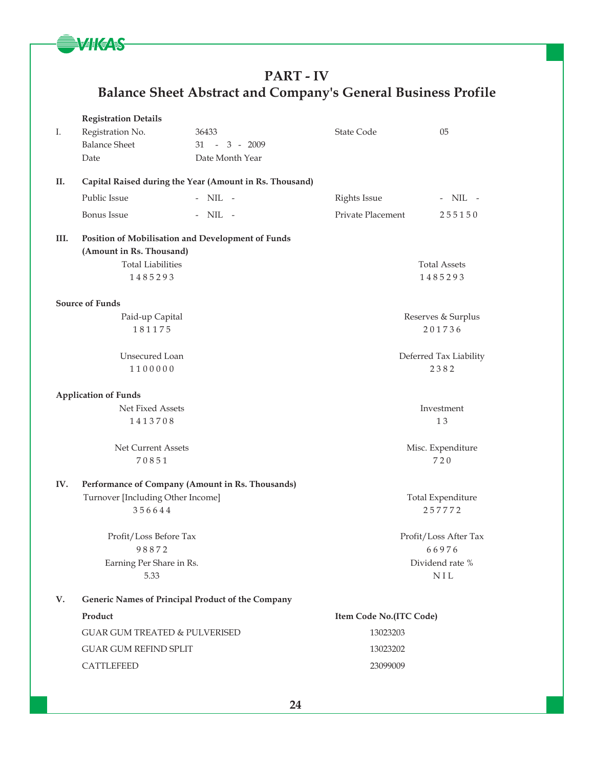# PART - IV

## Balance Sheet Abstract and Company's General Business Profile

**Registration Details**

| | | | | |
|---|---|---|---|---|
| I. | Registration No. | 36433 | State Code | 05 |
| | Balance Sheet Date | 31 - 3 - 2009 (Date Month Year) | | |

**II. Capital Raised during the Year (Amount in Rs. Thousand)**

| | | | |
|---|---|---|---|
| Public Issue | - NIL - | Rights Issue | - NIL - |
| Bonus Issue | - NIL - | Private Placement | 255150 |

**III. Position of Mobilisation and Development of Funds (Amount in Rs. Thousand)**

| Total Liabilities | Total Assets |
|---|---|
| 1485293 | 1485293 |

**Source of Funds**

| Paid-up Capital | Reserves & Surplus |
|---|---|
| 181175 | 201736 |
| **Unsecured Loan** | **Deferred Tax Liability** |
| 1100000 | 2382 |

**Application of Funds**

| Net Fixed Assets | Investment |
|---|---|
| 1413708 | 13 |
| **Net Current Assets** | **Misc. Expenditure** |
| 70851 | 720 |

**IV. Performance of Company (Amount in Rs. Thousands)**

| Turnover [Including Other Income] | Total Expenditure |
|---|---|
| 356644 | 257772 |
| **Profit/Loss Before Tax** | **Profit/Loss After Tax** |
| 98872 | 66976 |
| **Earning Per Share in Rs.** | **Dividend rate %** |
| 5.33 | NIL |

**V. Generic Names of Principal Product of the Company**

| Product | Item Code No.(ITC Code) |
|---|---|
| GUAR GUM TREATED & PULVERISED | 13023203 |
| GUAR GUM REFIND SPLIT | 13023202 |
| CATTLEFEED | 23099009 |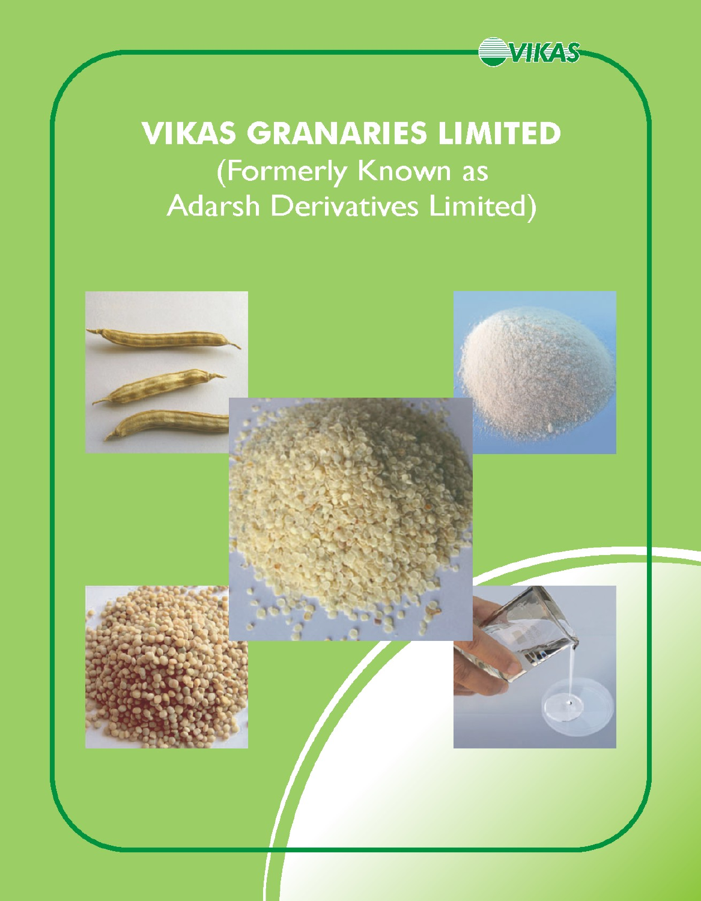# VIKAS GRANARIES LIMITED

(Formerly Known as
Adarsh Derivatives Limited)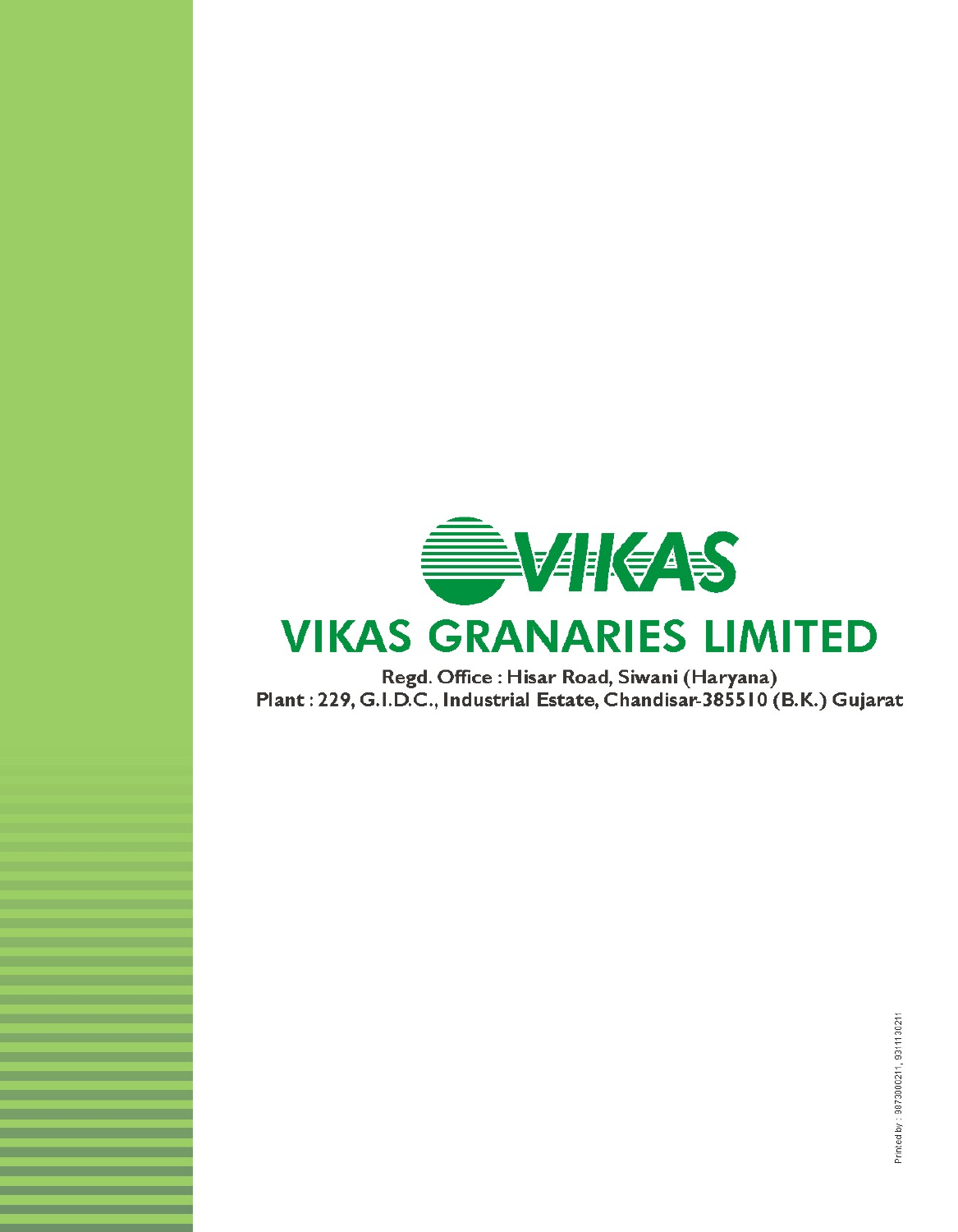VIKAS

# VIKAS GRANARIES LIMITED

Regd. Office : Hisar Road, Siwani (Haryana)

Plant : 229, G.I.D.C., Industrial Estate, Chandisar-385510 (B.K.) Gujarat

Printed by : 9873000211, 9311130211